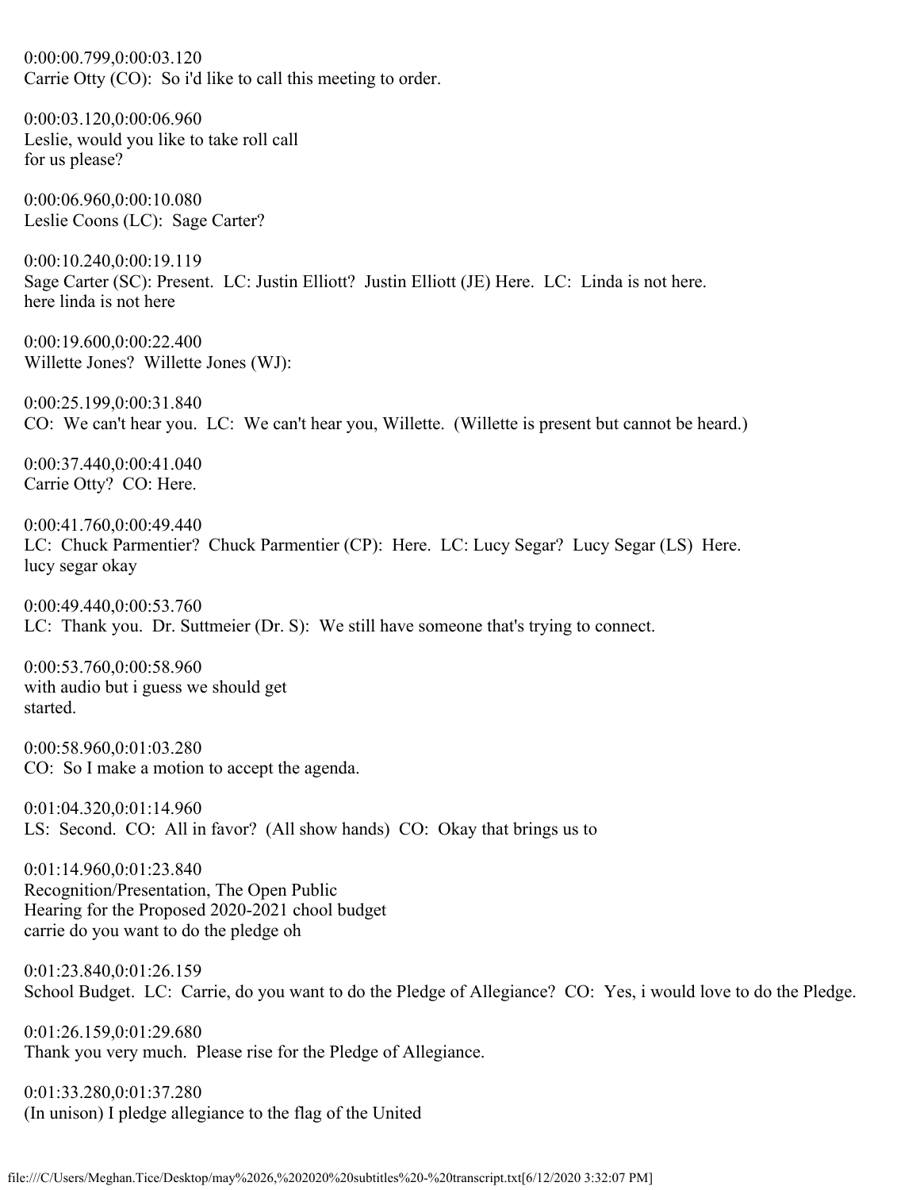0:00:00.799,0:00:03.120
Carrie Otty (CO): So i'd like to call this meeting to order.

0:00:03.120,0:00:06.960
Leslie, would you like to take roll call
for us please?

0:00:06.960,0:00:10.080
Leslie Coons (LC): Sage Carter?

0:00:10.240,0:00:19.119
Sage Carter (SC): Present. LC: Justin Elliott? Justin Elliott (JE) Here. LC: Linda is not here.
here linda is not here

0:00:19.600,0:00:22.400
Willette Jones? Willette Jones (WJ):

0:00:25.199,0:00:31.840
CO: We can't hear you. LC: We can't hear you, Willette. (Willette is present but cannot be heard.)

0:00:37.440,0:00:41.040
Carrie Otty? CO: Here.

0:00:41.760,0:00:49.440
LC: Chuck Parmentier? Chuck Parmentier (CP): Here. LC: Lucy Segar? Lucy Segar (LS) Here.
lucy segar okay

0:00:49.440,0:00:53.760
LC: Thank you. Dr. Suttmeier (Dr. S): We still have someone that's trying to connect.

0:00:53.760,0:00:58.960
with audio but i guess we should get
started.

0:00:58.960,0:01:03.280
CO: So I make a motion to accept the agenda.

0:01:04.320,0:01:14.960
LS: Second. CO: All in favor? (All show hands) CO: Okay that brings us to

0:01:14.960,0:01:23.840
Recognition/Presentation, The Open Public
Hearing for the Proposed 2020-2021 chool budget
carrie do you want to do the pledge oh

0:01:23.840,0:01:26.159
School Budget. LC: Carrie, do you want to do the Pledge of Allegiance? CO: Yes, i would love to do the Pledge.

0:01:26.159,0:01:29.680
Thank you very much. Please rise for the Pledge of Allegiance.

0:01:33.280,0:01:37.280
(In unison) I pledge allegiance to the flag of the United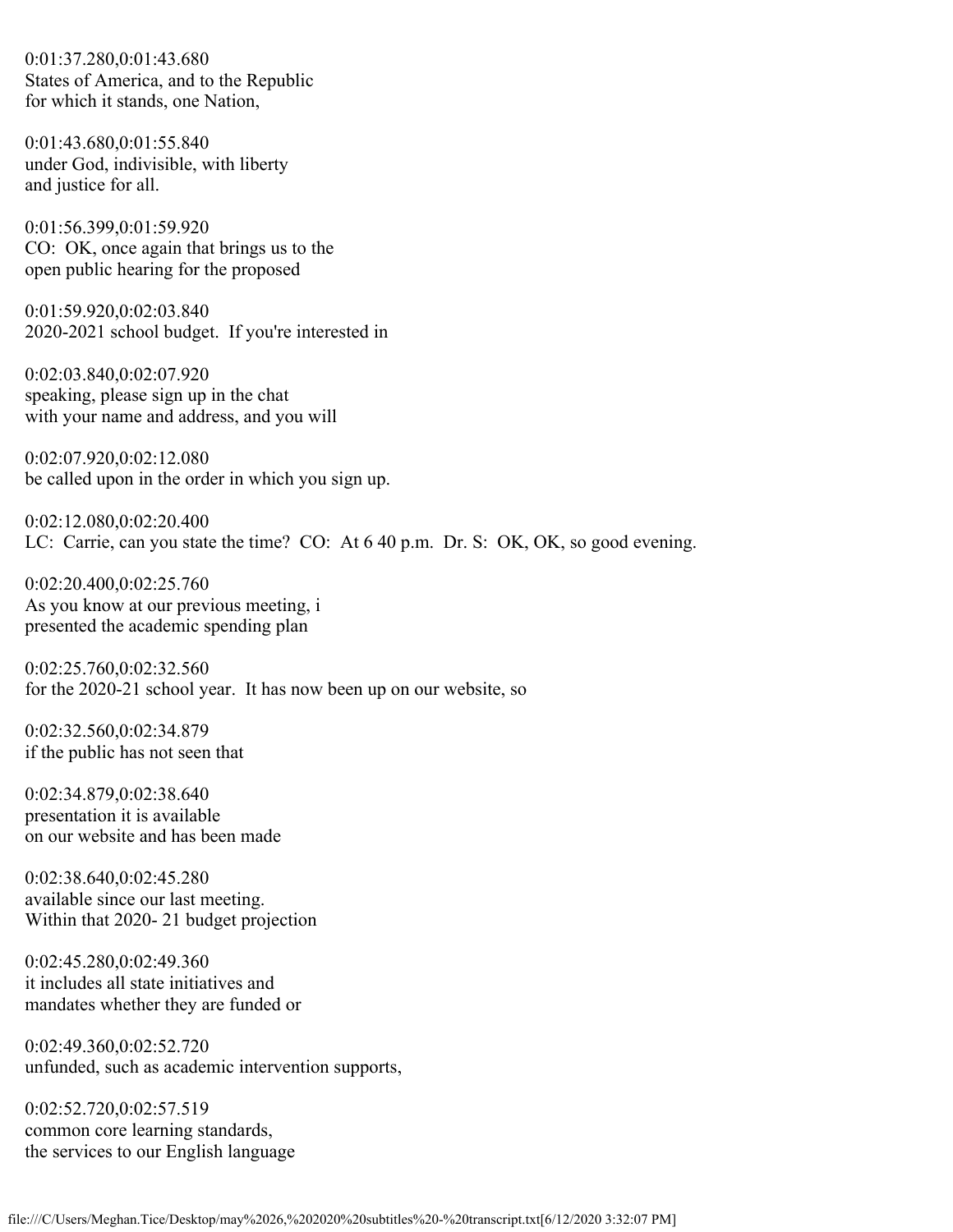0:01:37.280,0:01:43.680
States of America, and to the Republic
for which it stands, one Nation,

0:01:43.680,0:01:55.840
under God, indivisible, with liberty
and justice for all.

0:01:56.399,0:01:59.920
CO: OK, once again that brings us to the
open public hearing for the proposed

0:01:59.920,0:02:03.840
2020-2021 school budget. If you're interested in

0:02:03.840,0:02:07.920
speaking, please sign up in the chat
with your name and address, and you will

0:02:07.920,0:02:12.080
be called upon in the order in which you sign up.

0:02:12.080,0:02:20.400
LC: Carrie, can you state the time? CO: At 6 40 p.m. Dr. S: OK, OK, so good evening.

0:02:20.400,0:02:25.760
As you know at our previous meeting, i
presented the academic spending plan

0:02:25.760,0:02:32.560
for the 2020-21 school year. It has now been up on our website, so

0:02:32.560,0:02:34.879
if the public has not seen that

0:02:34.879,0:02:38.640
presentation it is available
on our website and has been made

0:02:38.640,0:02:45.280
available since our last meeting.
Within that 2020- 21 budget projection

0:02:45.280,0:02:49.360
it includes all state initiatives and
mandates whether they are funded or

0:02:49.360,0:02:52.720
unfunded, such as academic intervention supports,

0:02:52.720,0:02:57.519
common core learning standards,
the services to our English language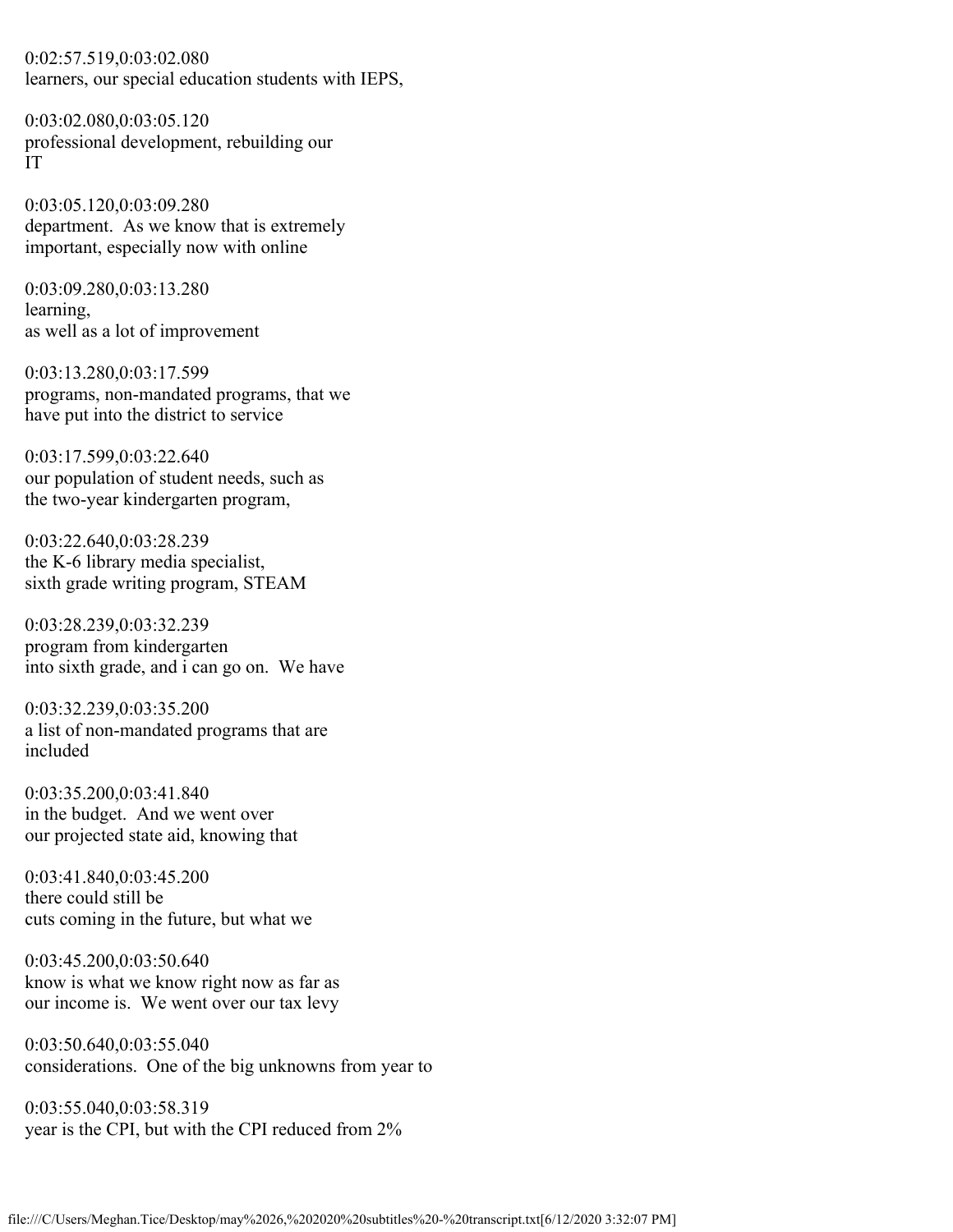0:02:57.519,0:03:02.080
learners, our special education students with IEPS,

0:03:02.080,0:03:05.120
professional development, rebuilding our
IT

0:03:05.120,0:03:09.280
department.  As we know that is extremely
important, especially now with online

0:03:09.280,0:03:13.280
learning,
as well as a lot of improvement

0:03:13.280,0:03:17.599
programs, non-mandated programs, that we
have put into the district to service

0:03:17.599,0:03:22.640
our population of student needs, such as
the two-year kindergarten program,

0:03:22.640,0:03:28.239
the K-6 library media specialist,
sixth grade writing program, STEAM

0:03:28.239,0:03:32.239
program from kindergarten
into sixth grade, and i can go on.  We have

0:03:32.239,0:03:35.200
a list of non-mandated programs that are
included

0:03:35.200,0:03:41.840
in the budget.  And we went over
our projected state aid, knowing that

0:03:41.840,0:03:45.200
there could still be
cuts coming in the future, but what we

0:03:45.200,0:03:50.640
know is what we know right now as far as
our income is.  We went over our tax levy

0:03:50.640,0:03:55.040
considerations.  One of the big unknowns from year to

0:03:55.040,0:03:58.319
year is the CPI, but with the CPI reduced from 2%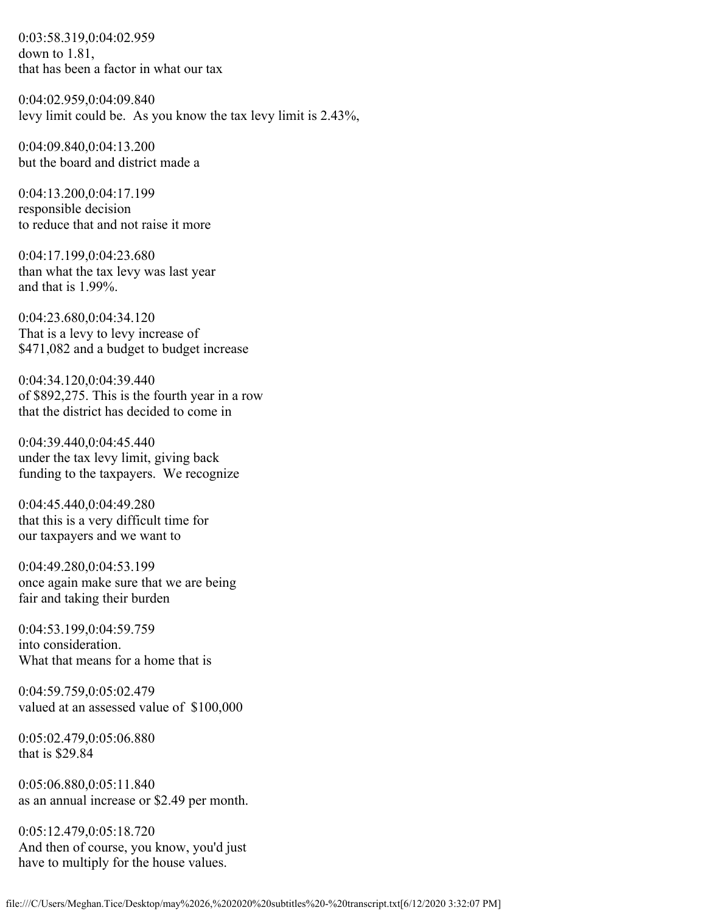0:03:58.319,0:04:02.959
down to 1.81,
that has been a factor in what our tax

0:04:02.959,0:04:09.840
levy limit could be.  As you know the tax levy limit is 2.43%,

0:04:09.840,0:04:13.200
but the board and district made a

0:04:13.200,0:04:17.199
responsible decision
to reduce that and not raise it more

0:04:17.199,0:04:23.680
than what the tax levy was last year
and that is 1.99%.

0:04:23.680,0:04:34.120
That is a levy to levy increase of
$471,082 and a budget to budget increase

0:04:34.120,0:04:39.440
of $892,275. This is the fourth year in a row
that the district has decided to come in

0:04:39.440,0:04:45.440
under the tax levy limit, giving back
funding to the taxpayers.  We recognize

0:04:45.440,0:04:49.280
that this is a very difficult time for
our taxpayers and we want to

0:04:49.280,0:04:53.199
once again make sure that we are being
fair and taking their burden

0:04:53.199,0:04:59.759
into consideration.
What that means for a home that is

0:04:59.759,0:05:02.479
valued at an assessed value of  $100,000

0:05:02.479,0:05:06.880
that is $29.84

0:05:06.880,0:05:11.840
as an annual increase or $2.49 per month.

0:05:12.479,0:05:18.720
And then of course, you know, you'd just
have to multiply for the house values.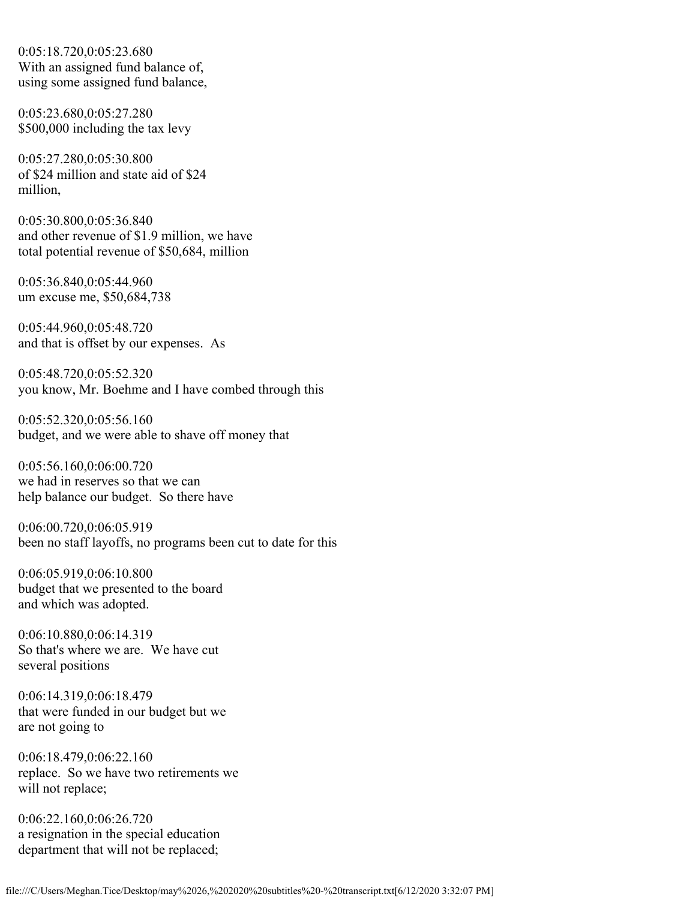0:05:18.720,0:05:23.680
With an assigned fund balance of,
using some assigned fund balance,

0:05:23.680,0:05:27.280
$500,000 including the tax levy

0:05:27.280,0:05:30.800
of $24 million and state aid of $24
million,

0:05:30.800,0:05:36.840
and other revenue of $1.9 million, we have
total potential revenue of $50,684, million

0:05:36.840,0:05:44.960
um excuse me, $50,684,738

0:05:44.960,0:05:48.720
and that is offset by our expenses. As

0:05:48.720,0:05:52.320
you know, Mr. Boehme and I have combed through this

0:05:52.320,0:05:56.160
budget, and we were able to shave off money that

0:05:56.160,0:06:00.720
we had in reserves so that we can
help balance our budget. So there have

0:06:00.720,0:06:05.919
been no staff layoffs, no programs been cut to date for this

0:06:05.919,0:06:10.800
budget that we presented to the board
and which was adopted.

0:06:10.880,0:06:14.319
So that's where we are. We have cut
several positions

0:06:14.319,0:06:18.479
that were funded in our budget but we
are not going to

0:06:18.479,0:06:22.160
replace. So we have two retirements we
will not replace;

0:06:22.160,0:06:26.720
a resignation in the special education
department that will not be replaced;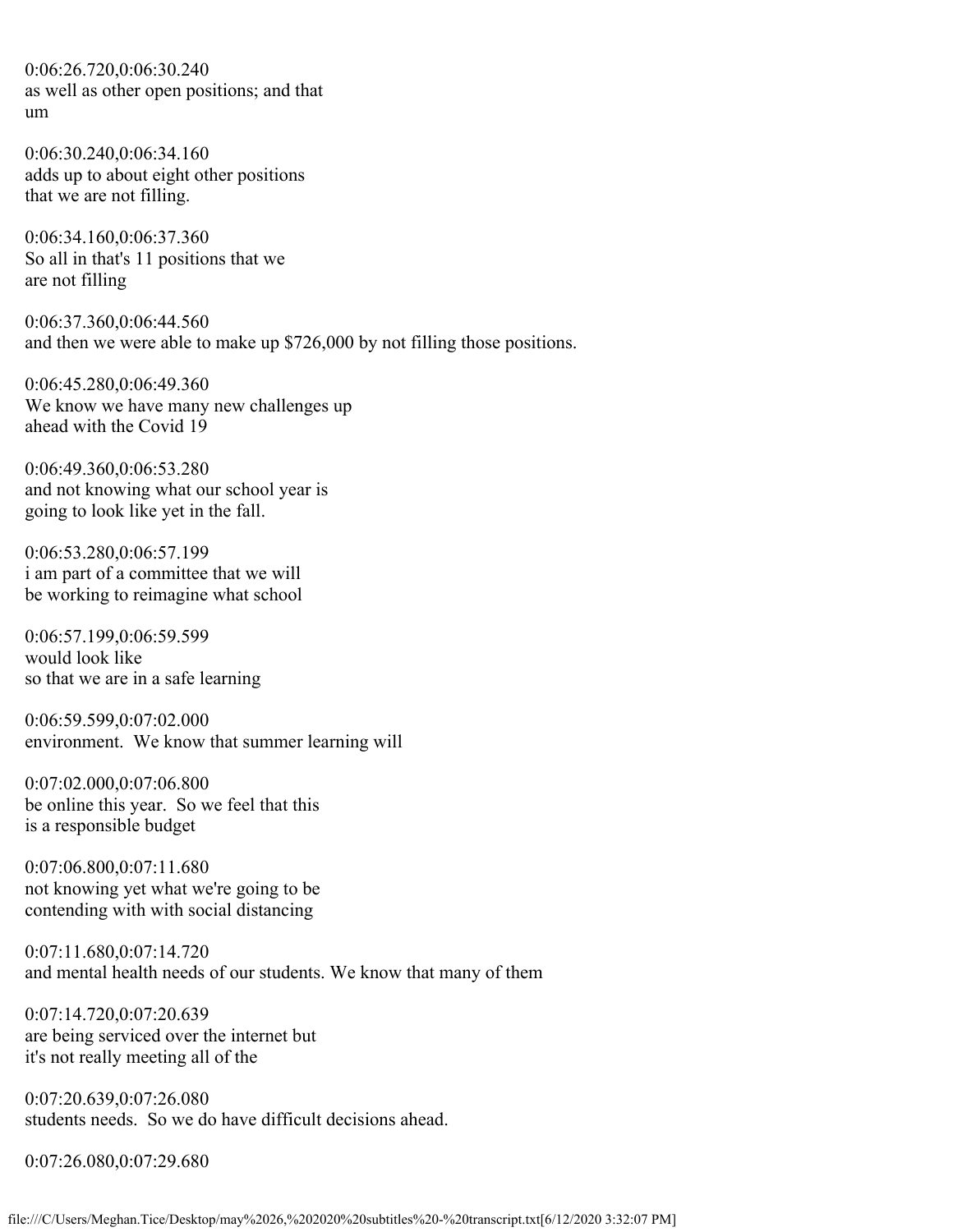0:06:26.720,0:06:30.240
as well as other open positions; and that
um

0:06:30.240,0:06:34.160
adds up to about eight other positions
that we are not filling.

0:06:34.160,0:06:37.360
So all in that's 11 positions that we
are not filling

0:06:37.360,0:06:44.560
and then we were able to make up $726,000 by not filling those positions.

0:06:45.280,0:06:49.360
We know we have many new challenges up
ahead with the Covid 19

0:06:49.360,0:06:53.280
and not knowing what our school year is
going to look like yet in the fall.

0:06:53.280,0:06:57.199
i am part of a committee that we will
be working to reimagine what school

0:06:57.199,0:06:59.599
would look like
so that we are in a safe learning

0:06:59.599,0:07:02.000
environment. We know that summer learning will

0:07:02.000,0:07:06.800
be online this year. So we feel that this
is a responsible budget

0:07:06.800,0:07:11.680
not knowing yet what we're going to be
contending with with social distancing

0:07:11.680,0:07:14.720
and mental health needs of our students. We know that many of them

0:07:14.720,0:07:20.639
are being serviced over the internet but
it's not really meeting all of the

0:07:20.639,0:07:26.080
students needs. So we do have difficult decisions ahead.

0:07:26.080,0:07:29.680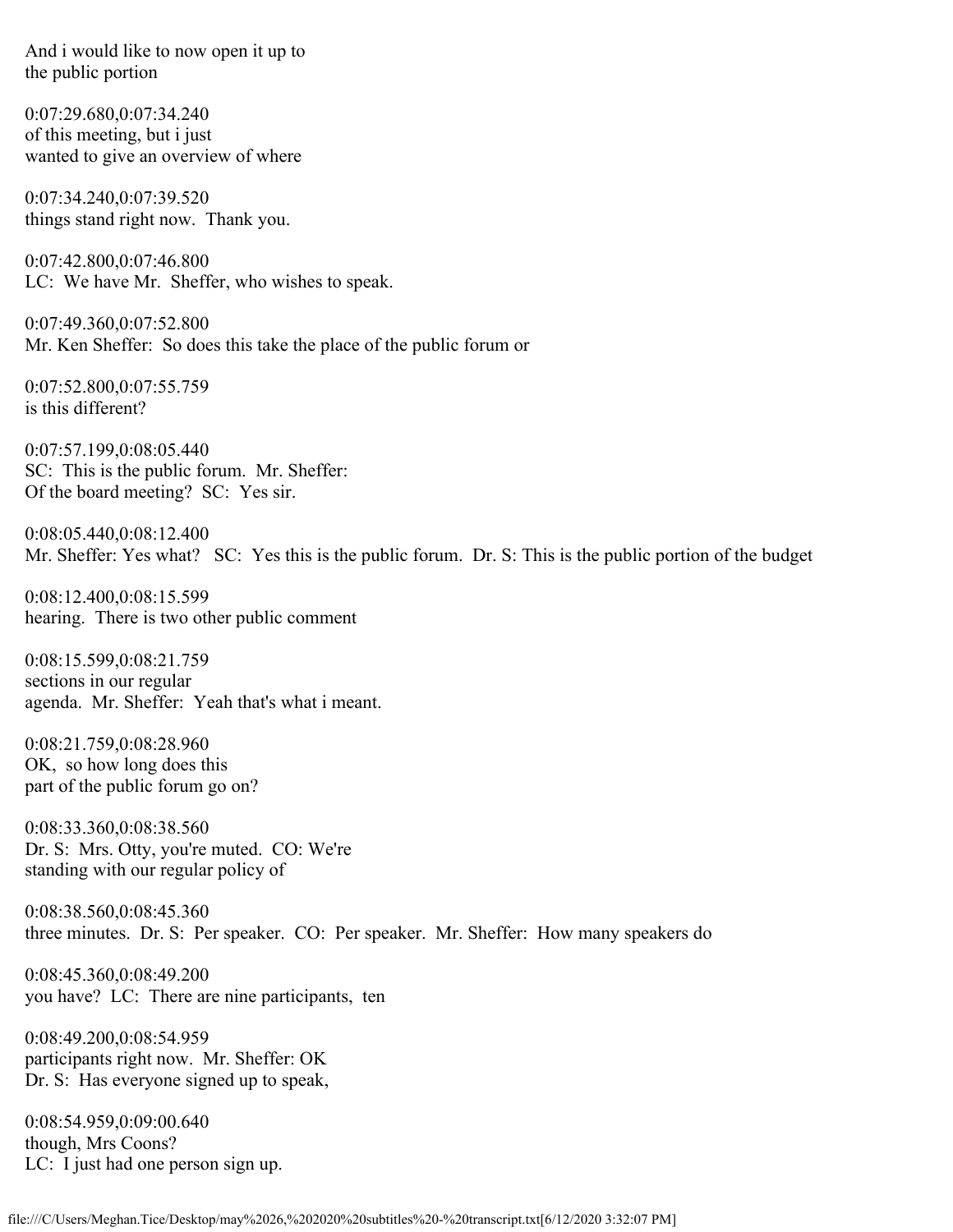And i would like to now open it up to
the public portion

0:07:29.680,0:07:34.240
of this meeting, but i just
wanted to give an overview of where

0:07:34.240,0:07:39.520
things stand right now.  Thank you.

0:07:42.800,0:07:46.800
LC:  We have Mr.  Sheffer, who wishes to speak.

0:07:49.360,0:07:52.800
Mr. Ken Sheffer:  So does this take the place of the public forum or

0:07:52.800,0:07:55.759
is this different?

0:07:57.199,0:08:05.440
SC:  This is the public forum.  Mr. Sheffer:
Of the board meeting?  SC:  Yes sir.

0:08:05.440,0:08:12.400
Mr. Sheffer: Yes what?   SC:  Yes this is the public forum.  Dr. S: This is the public portion of the budget

0:08:12.400,0:08:15.599
hearing.  There is two other public comment

0:08:15.599,0:08:21.759
sections in our regular
agenda.  Mr. Sheffer:  Yeah that's what i meant.

0:08:21.759,0:08:28.960
OK,  so how long does this
part of the public forum go on?

0:08:33.360,0:08:38.560
Dr. S:  Mrs. Otty, you're muted.  CO: We're
standing with our regular policy of

0:08:38.560,0:08:45.360
three minutes.  Dr. S:  Per speaker.  CO:  Per speaker.  Mr. Sheffer:  How many speakers do

0:08:45.360,0:08:49.200
you have?  LC:  There are nine participants,  ten

0:08:49.200,0:08:54.959
participants right now.  Mr. Sheffer: OK
Dr. S:  Has everyone signed up to speak,

0:08:54.959,0:09:00.640
though, Mrs Coons?
LC:  I just had one person sign up.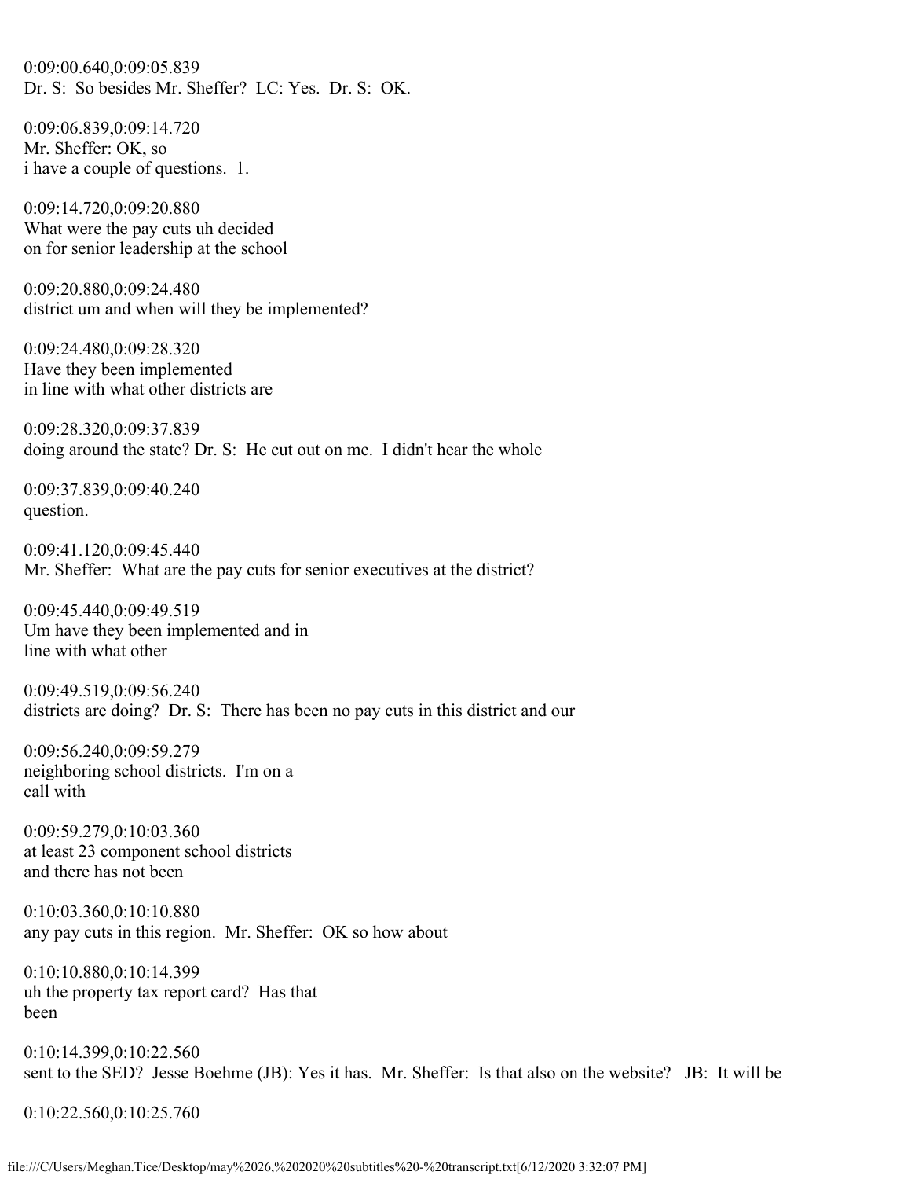0:09:00.640,0:09:05.839
Dr. S: So besides Mr. Sheffer? LC: Yes. Dr. S: OK.

0:09:06.839,0:09:14.720
Mr. Sheffer: OK, so
i have a couple of questions. 1.

0:09:14.720,0:09:20.880
What were the pay cuts uh decided
on for senior leadership at the school

0:09:20.880,0:09:24.480
district um and when will they be implemented?

0:09:24.480,0:09:28.320
Have they been implemented
in line with what other districts are

0:09:28.320,0:09:37.839
doing around the state? Dr. S: He cut out on me. I didn't hear the whole

0:09:37.839,0:09:40.240
question.

0:09:41.120,0:09:45.440
Mr. Sheffer: What are the pay cuts for senior executives at the district?

0:09:45.440,0:09:49.519
Um have they been implemented and in
line with what other

0:09:49.519,0:09:56.240
districts are doing? Dr. S: There has been no pay cuts in this district and our

0:09:56.240,0:09:59.279
neighboring school districts. I'm on a
call with

0:09:59.279,0:10:03.360
at least 23 component school districts
and there has not been

0:10:03.360,0:10:10.880
any pay cuts in this region. Mr. Sheffer: OK so how about

0:10:10.880,0:10:14.399
uh the property tax report card? Has that
been

0:10:14.399,0:10:22.560
sent to the SED? Jesse Boehme (JB): Yes it has. Mr. Sheffer: Is that also on the website? JB: It will be

0:10:22.560,0:10:25.760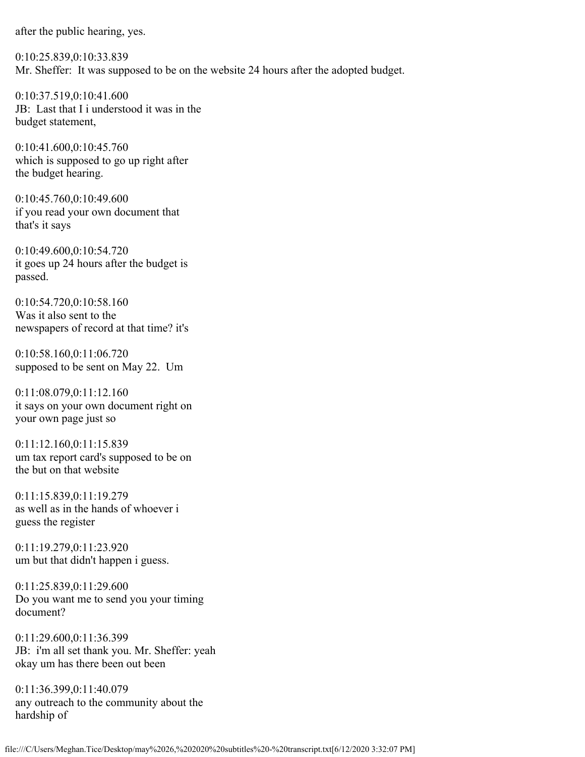after the public hearing, yes.

0:10:25.839,0:10:33.839
Mr. Sheffer: It was supposed to be on the website 24 hours after the adopted budget.

0:10:37.519,0:10:41.600
JB: Last that I i understood it was in the
budget statement,

0:10:41.600,0:10:45.760
which is supposed to go up right after
the budget hearing.

0:10:45.760,0:10:49.600
if you read your own document that
that's it says

0:10:49.600,0:10:54.720
it goes up 24 hours after the budget is
passed.

0:10:54.720,0:10:58.160
Was it also sent to the
newspapers of record at that time? it's

0:10:58.160,0:11:06.720
supposed to be sent on May 22. Um

0:11:08.079,0:11:12.160
it says on your own document right on
your own page just so

0:11:12.160,0:11:15.839
um tax report card's supposed to be on
the but on that website

0:11:15.839,0:11:19.279
as well as in the hands of whoever i
guess the register

0:11:19.279,0:11:23.920
um but that didn't happen i guess.

0:11:25.839,0:11:29.600
Do you want me to send you your timing
document?

0:11:29.600,0:11:36.399
JB: i'm all set thank you. Mr. Sheffer: yeah
okay um has there been out been

0:11:36.399,0:11:40.079
any outreach to the community about the
hardship of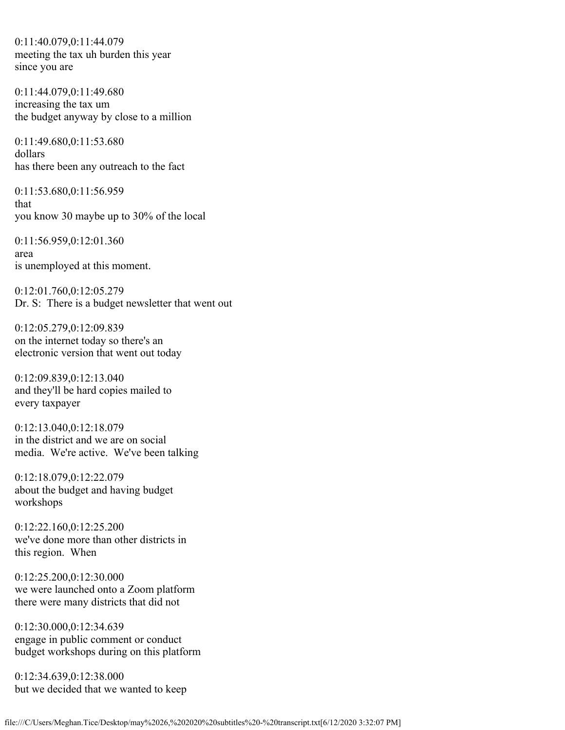0:11:40.079,0:11:44.079
meeting the tax uh burden this year
since you are

0:11:44.079,0:11:49.680
increasing the tax um
the budget anyway by close to a million

0:11:49.680,0:11:53.680
dollars
has there been any outreach to the fact

0:11:53.680,0:11:56.959
that
you know 30 maybe up to 30% of the local

0:11:56.959,0:12:01.360
area
is unemployed at this moment.

0:12:01.760,0:12:05.279
Dr. S:  There is a budget newsletter that went out

0:12:05.279,0:12:09.839
on the internet today so there's an
electronic version that went out today

0:12:09.839,0:12:13.040
and they'll be hard copies mailed to
every taxpayer

0:12:13.040,0:12:18.079
in the district and we are on social
media.  We're active.  We've been talking

0:12:18.079,0:12:22.079
about the budget and having budget
workshops

0:12:22.160,0:12:25.200
we've done more than other districts in
this region.  When

0:12:25.200,0:12:30.000
we were launched onto a Zoom platform
there were many districts that did not

0:12:30.000,0:12:34.639
engage in public comment or conduct
budget workshops during on this platform

0:12:34.639,0:12:38.000
but we decided that we wanted to keep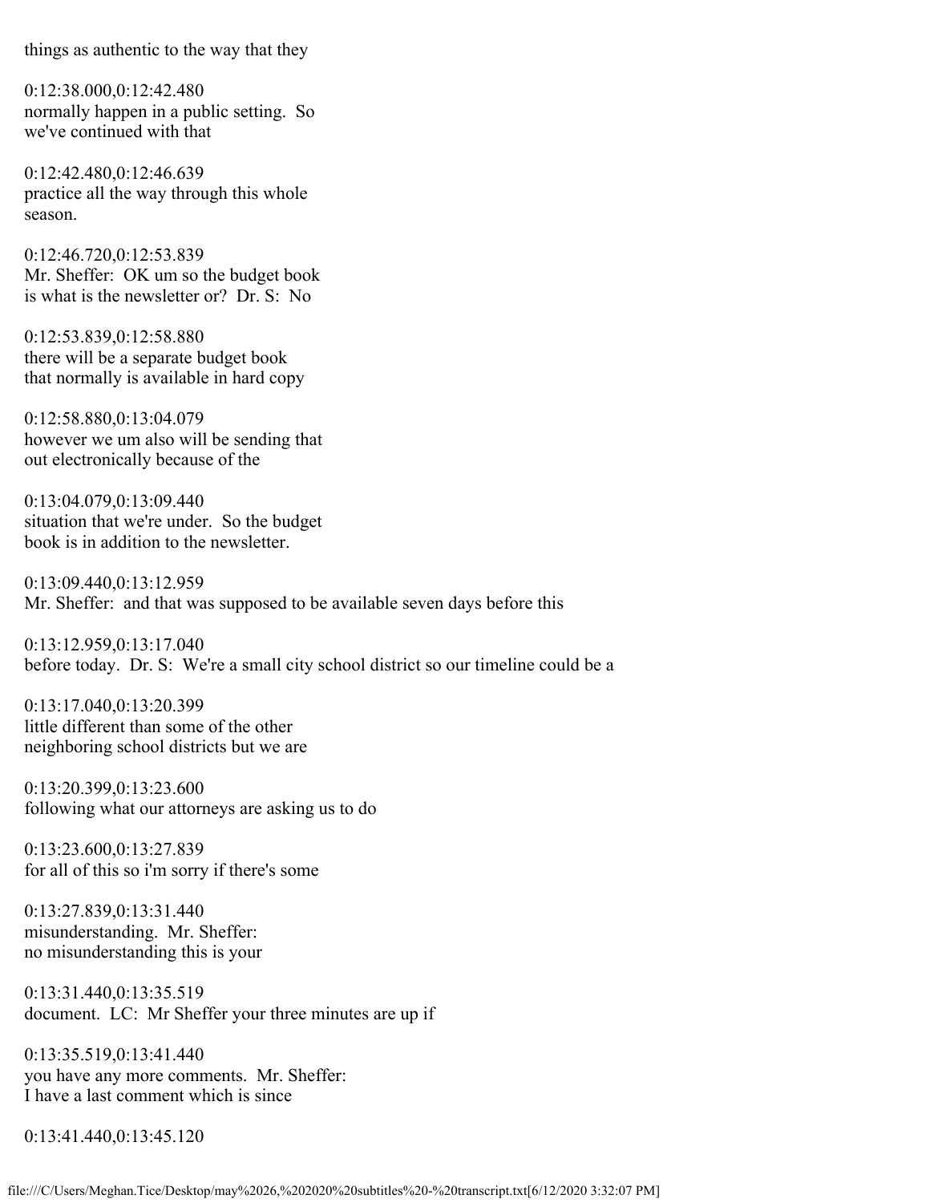things as authentic to the way that they

0:12:38.000,0:12:42.480
normally happen in a public setting. So
we've continued with that

0:12:42.480,0:12:46.639
practice all the way through this whole
season.

0:12:46.720,0:12:53.839
Mr. Sheffer: OK um so the budget book
is what is the newsletter or? Dr. S: No

0:12:53.839,0:12:58.880
there will be a separate budget book
that normally is available in hard copy

0:12:58.880,0:13:04.079
however we um also will be sending that
out electronically because of the

0:13:04.079,0:13:09.440
situation that we're under. So the budget
book is in addition to the newsletter.

0:13:09.440,0:13:12.959
Mr. Sheffer: and that was supposed to be available seven days before this

0:13:12.959,0:13:17.040
before today. Dr. S: We're a small city school district so our timeline could be a

0:13:17.040,0:13:20.399
little different than some of the other
neighboring school districts but we are

0:13:20.399,0:13:23.600
following what our attorneys are asking us to do

0:13:23.600,0:13:27.839
for all of this so i'm sorry if there's some

0:13:27.839,0:13:31.440
misunderstanding. Mr. Sheffer:
no misunderstanding this is your

0:13:31.440,0:13:35.519
document. LC: Mr Sheffer your three minutes are up if

0:13:35.519,0:13:41.440
you have any more comments. Mr. Sheffer:
I have a last comment which is since

0:13:41.440,0:13:45.120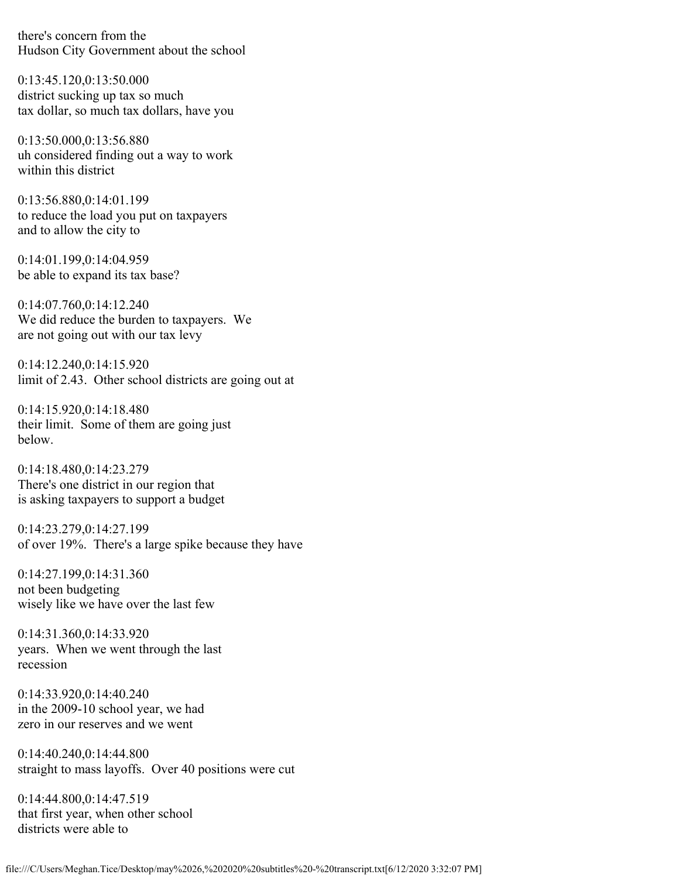there's concern from the
Hudson City Government about the school

0:13:45.120,0:13:50.000
district sucking up tax so much
tax dollar, so much tax dollars, have you

0:13:50.000,0:13:56.880
uh considered finding out a way to work
within this district

0:13:56.880,0:14:01.199
to reduce the load you put on taxpayers
and to allow the city to

0:14:01.199,0:14:04.959
be able to expand its tax base?

0:14:07.760,0:14:12.240
We did reduce the burden to taxpayers.  We
are not going out with our tax levy

0:14:12.240,0:14:15.920
limit of 2.43.  Other school districts are going out at

0:14:15.920,0:14:18.480
their limit.  Some of them are going just
below.

0:14:18.480,0:14:23.279
There's one district in our region that
is asking taxpayers to support a budget

0:14:23.279,0:14:27.199
of over 19%.  There's a large spike because they have

0:14:27.199,0:14:31.360
not been budgeting
wisely like we have over the last few

0:14:31.360,0:14:33.920
years.  When we went through the last
recession

0:14:33.920,0:14:40.240
in the 2009-10 school year, we had
zero in our reserves and we went

0:14:40.240,0:14:44.800
straight to mass layoffs.  Over 40 positions were cut

0:14:44.800,0:14:47.519
that first year, when other school
districts were able to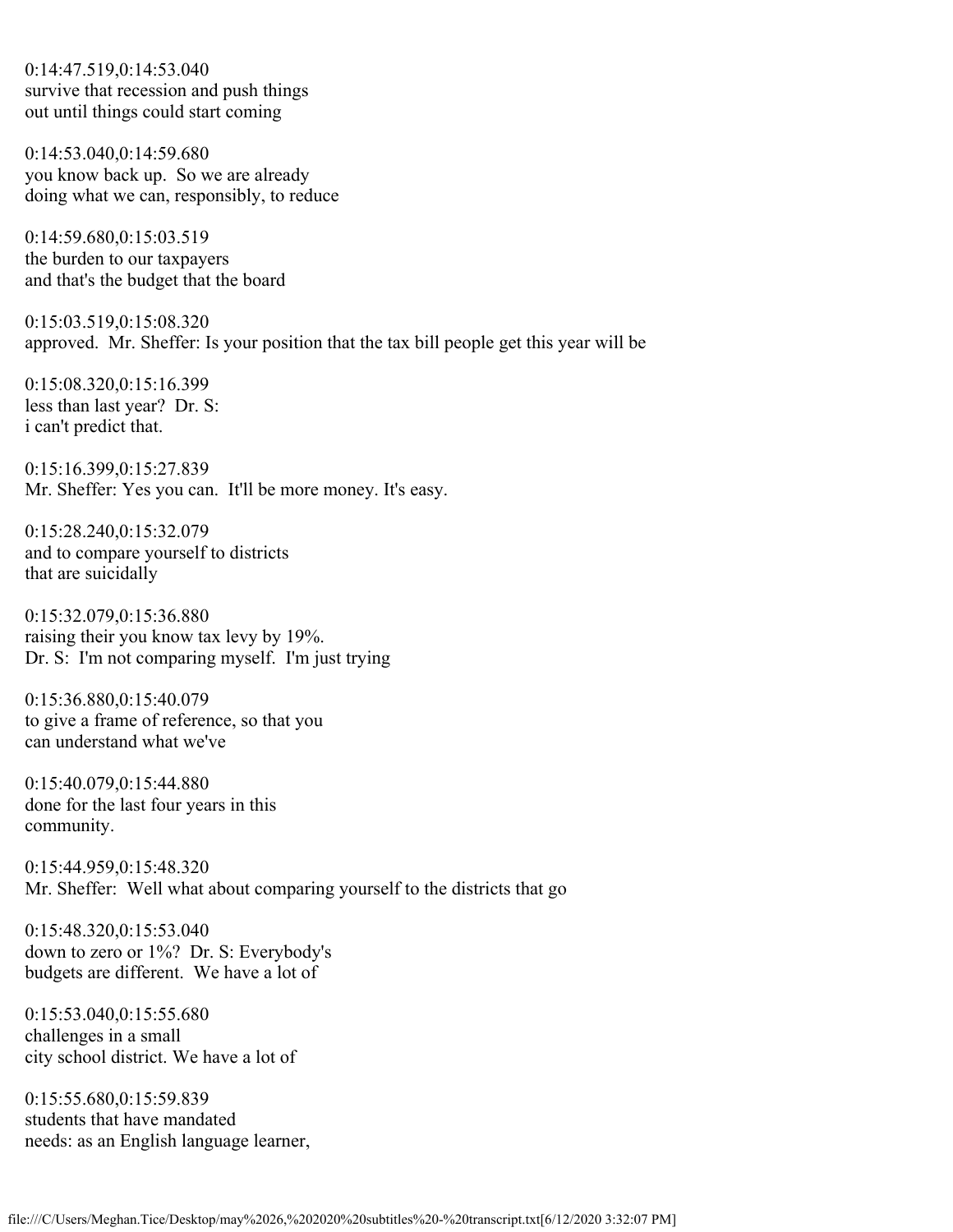0:14:47.519,0:14:53.040
survive that recession and push things
out until things could start coming

0:14:53.040,0:14:59.680
you know back up.  So we are already
doing what we can, responsibly, to reduce

0:14:59.680,0:15:03.519
the burden to our taxpayers
and that's the budget that the board

0:15:03.519,0:15:08.320
approved.  Mr. Sheffer: Is your position that the tax bill people get this year will be

0:15:08.320,0:15:16.399
less than last year?  Dr. S:
i can't predict that.

0:15:16.399,0:15:27.839
Mr. Sheffer: Yes you can.  It'll be more money. It's easy.

0:15:28.240,0:15:32.079
and to compare yourself to districts
that are suicidally

0:15:32.079,0:15:36.880
raising their you know tax levy by 19%.
Dr. S:  I'm not comparing myself.  I'm just trying

0:15:36.880,0:15:40.079
to give a frame of reference, so that you
can understand what we've

0:15:40.079,0:15:44.880
done for the last four years in this
community.

0:15:44.959,0:15:48.320
Mr. Sheffer:  Well what about comparing yourself to the districts that go

0:15:48.320,0:15:53.040
down to zero or 1%?  Dr. S: Everybody's
budgets are different.  We have a lot of

0:15:53.040,0:15:55.680
challenges in a small
city school district. We have a lot of

0:15:55.680,0:15:59.839
students that have mandated
needs: as an English language learner,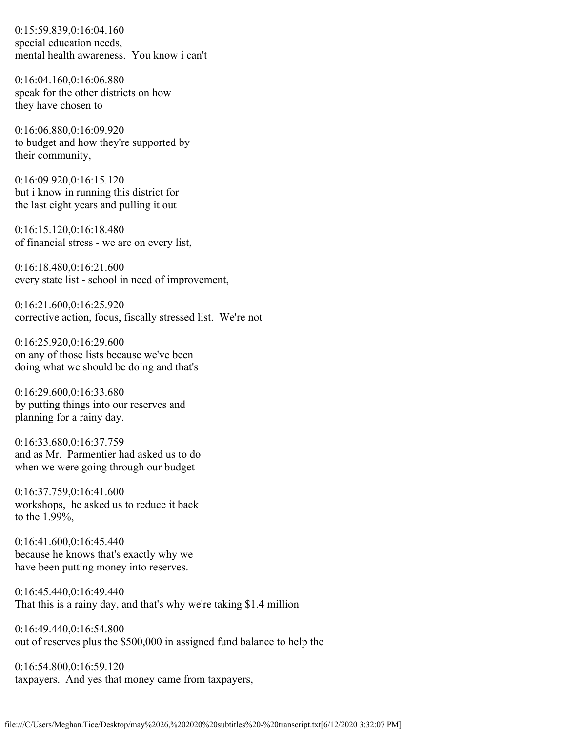0:15:59.839,0:16:04.160
special education needs,
mental health awareness.  You know i can't

0:16:04.160,0:16:06.880
speak for the other districts on how
they have chosen to

0:16:06.880,0:16:09.920
to budget and how they're supported by
their community,

0:16:09.920,0:16:15.120
but i know in running this district for
the last eight years and pulling it out

0:16:15.120,0:16:18.480
of financial stress - we are on every list,

0:16:18.480,0:16:21.600
every state list - school in need of improvement,

0:16:21.600,0:16:25.920
corrective action, focus, fiscally stressed list.  We're not

0:16:25.920,0:16:29.600
on any of those lists because we've been
doing what we should be doing and that's

0:16:29.600,0:16:33.680
by putting things into our reserves and
planning for a rainy day.

0:16:33.680,0:16:37.759
and as Mr.  Parmentier had asked us to do
when we were going through our budget

0:16:37.759,0:16:41.600
workshops,  he asked us to reduce it back
to the 1.99%,

0:16:41.600,0:16:45.440
because he knows that's exactly why we
have been putting money into reserves.

0:16:45.440,0:16:49.440
That this is a rainy day, and that's why we're taking $1.4 million

0:16:49.440,0:16:54.800
out of reserves plus the $500,000 in assigned fund balance to help the

0:16:54.800,0:16:59.120
taxpayers.  And yes that money came from taxpayers,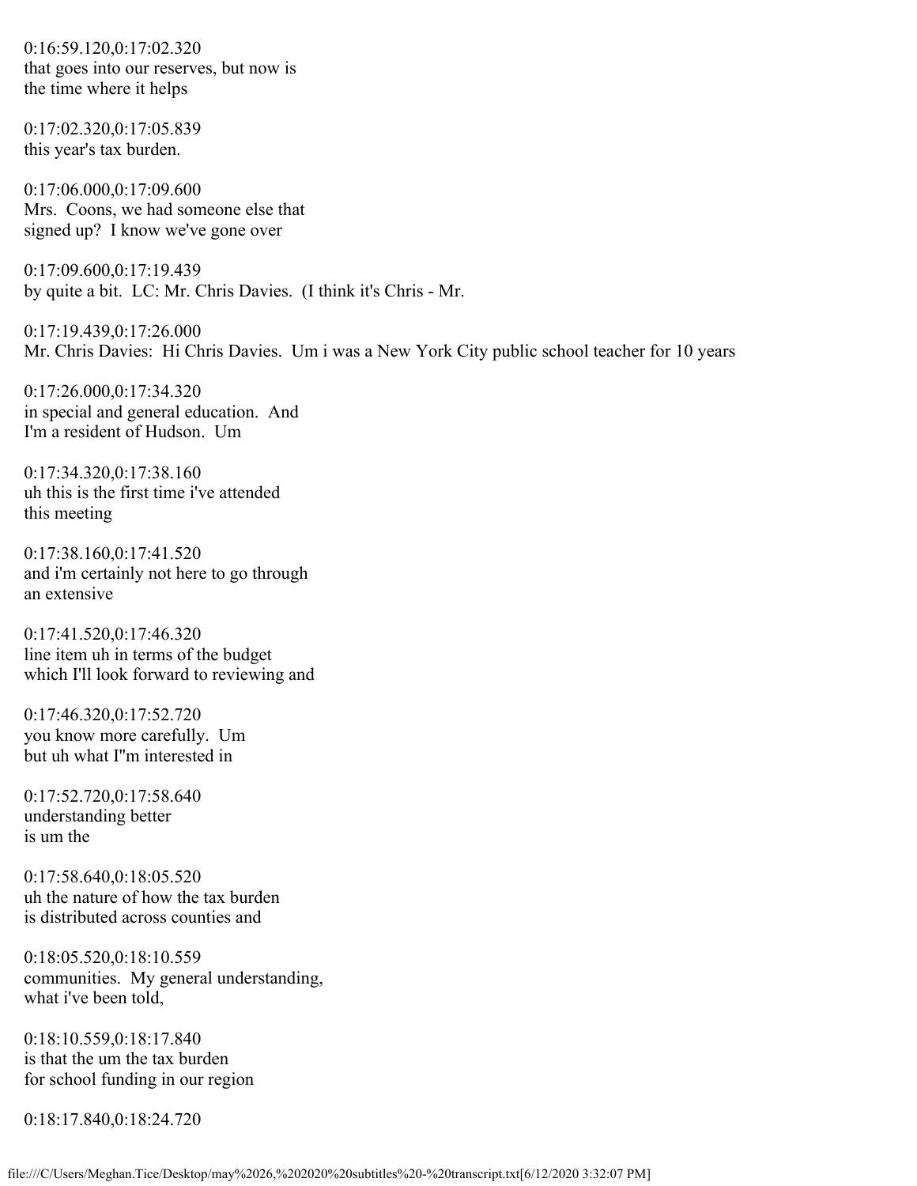0:16:59.120,0:17:02.320
that goes into our reserves, but now is
the time where it helps

0:17:02.320,0:17:05.839
this year's tax burden.

0:17:06.000,0:17:09.600
Mrs. Coons, we had someone else that
signed up? I know we've gone over

0:17:09.600,0:17:19.439
by quite a bit. LC: Mr. Chris Davies. (I think it's Chris - Mr.

0:17:19.439,0:17:26.000
Mr. Chris Davies: Hi Chris Davies. Um i was a New York City public school teacher for 10 years

0:17:26.000,0:17:34.320
in special and general education. And
I'm a resident of Hudson. Um

0:17:34.320,0:17:38.160
uh this is the first time i've attended
this meeting

0:17:38.160,0:17:41.520
and i'm certainly not here to go through
an extensive

0:17:41.520,0:17:46.320
line item uh in terms of the budget
which I'll look forward to reviewing and

0:17:46.320,0:17:52.720
you know more carefully. Um
but uh what I"m interested in

0:17:52.720,0:17:58.640
understanding better
is um the

0:17:58.640,0:18:05.520
uh the nature of how the tax burden
is distributed across counties and

0:18:05.520,0:18:10.559
communities. My general understanding,
what i've been told,

0:18:10.559,0:18:17.840
is that the um the tax burden
for school funding in our region

0:18:17.840,0:18:24.720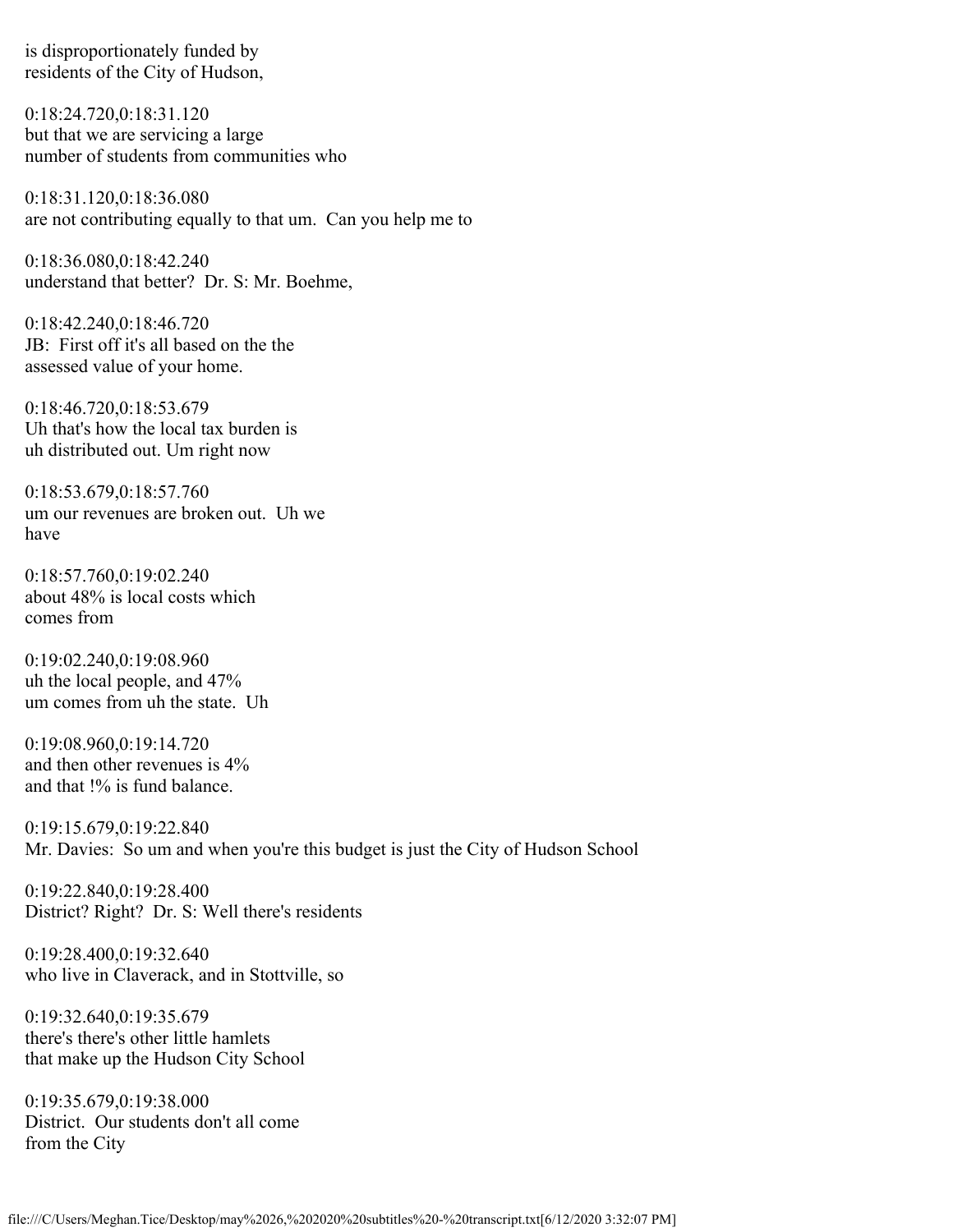is disproportionately funded by
residents of the City of Hudson,

0:18:24.720,0:18:31.120
but that we are servicing a large
number of students from communities who

0:18:31.120,0:18:36.080
are not contributing equally to that um. Can you help me to

0:18:36.080,0:18:42.240
understand that better? Dr. S: Mr. Boehme,

0:18:42.240,0:18:46.720
JB: First off it's all based on the the
assessed value of your home.

0:18:46.720,0:18:53.679
Uh that's how the local tax burden is
uh distributed out. Um right now

0:18:53.679,0:18:57.760
um our revenues are broken out. Uh we
have

0:18:57.760,0:19:02.240
about 48% is local costs which
comes from

0:19:02.240,0:19:08.960
uh the local people, and 47%
um comes from uh the state. Uh

0:19:08.960,0:19:14.720
and then other revenues is 4%
and that !% is fund balance.

0:19:15.679,0:19:22.840
Mr. Davies: So um and when you're this budget is just the City of Hudson School

0:19:22.840,0:19:28.400
District? Right? Dr. S: Well there's residents

0:19:28.400,0:19:32.640
who live in Claverack, and in Stottville, so

0:19:32.640,0:19:35.679
there's there's other little hamlets
that make up the Hudson City School

0:19:35.679,0:19:38.000
District. Our students don't all come
from the City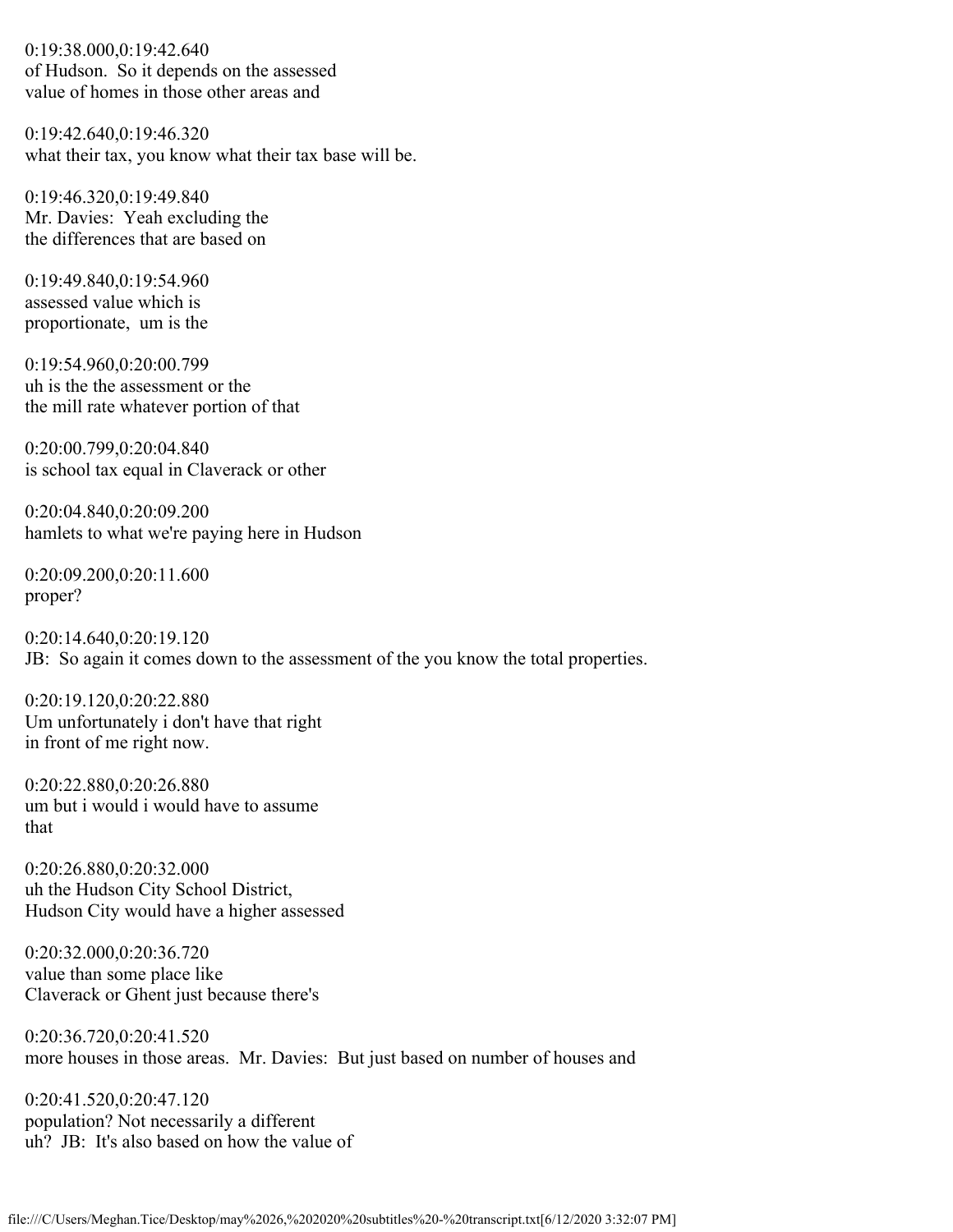0:19:38.000,0:19:42.640
of Hudson. So it depends on the assessed
value of homes in those other areas and

0:19:42.640,0:19:46.320
what their tax, you know what their tax base will be.

0:19:46.320,0:19:49.840
Mr. Davies: Yeah excluding the
the differences that are based on

0:19:49.840,0:19:54.960
assessed value which is
proportionate, um is the

0:19:54.960,0:20:00.799
uh is the the assessment or the
the mill rate whatever portion of that

0:20:00.799,0:20:04.840
is school tax equal in Claverack or other

0:20:04.840,0:20:09.200
hamlets to what we're paying here in Hudson

0:20:09.200,0:20:11.600
proper?

0:20:14.640,0:20:19.120
JB: So again it comes down to the assessment of the you know the total properties.

0:20:19.120,0:20:22.880
Um unfortunately i don't have that right
in front of me right now.

0:20:22.880,0:20:26.880
um but i would i would have to assume
that

0:20:26.880,0:20:32.000
uh the Hudson City School District,
Hudson City would have a higher assessed

0:20:32.000,0:20:36.720
value than some place like
Claverack or Ghent just because there's

0:20:36.720,0:20:41.520
more houses in those areas. Mr. Davies: But just based on number of houses and

0:20:41.520,0:20:47.120
population? Not necessarily a different
uh? JB: It's also based on how the value of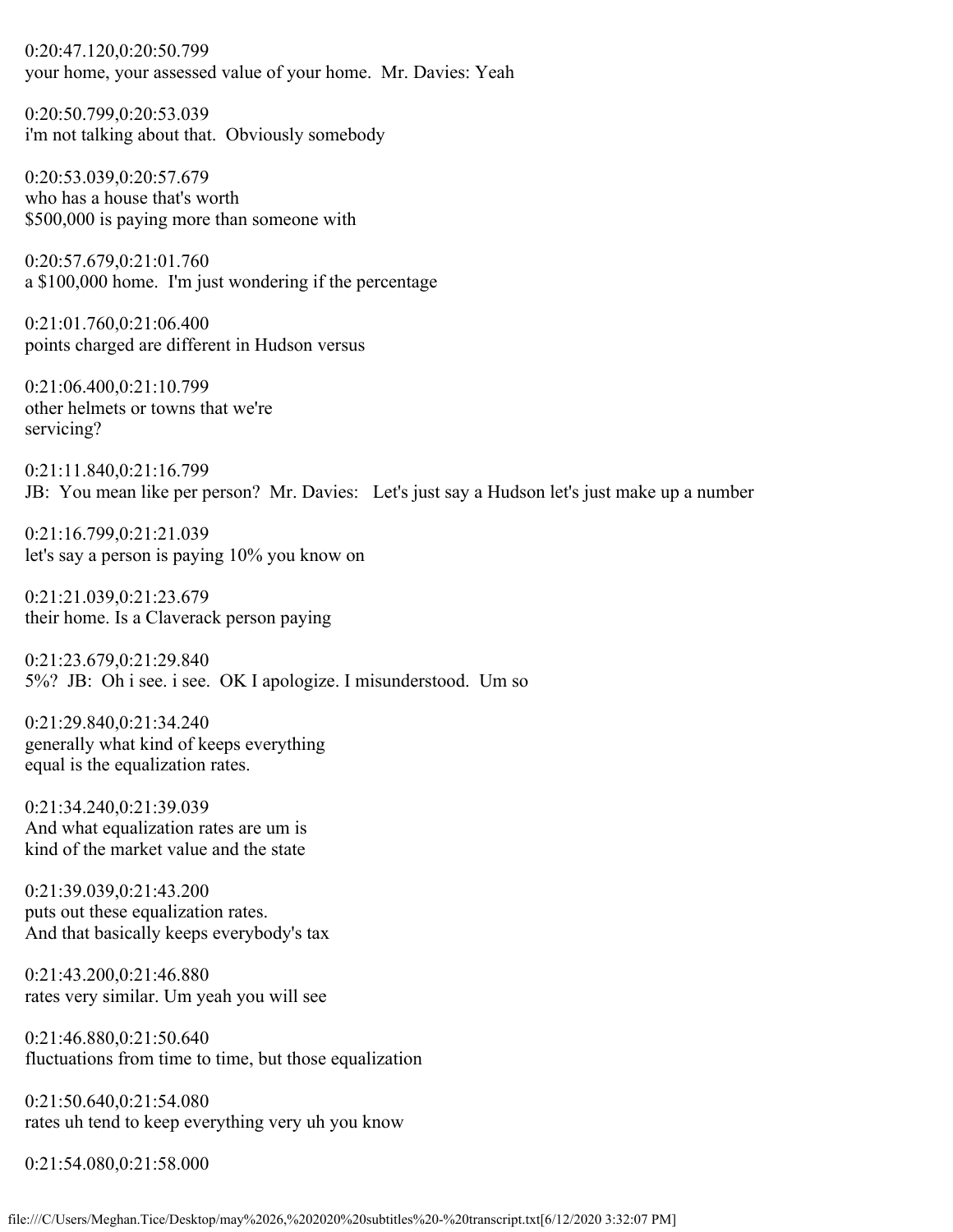0:20:47.120,0:20:50.799
your home, your assessed value of your home.  Mr. Davies: Yeah

0:20:50.799,0:20:53.039
i'm not talking about that.  Obviously somebody

0:20:53.039,0:20:57.679
who has a house that's worth
$500,000 is paying more than someone with

0:20:57.679,0:21:01.760
a $100,000 home.  I'm just wondering if the percentage

0:21:01.760,0:21:06.400
points charged are different in Hudson versus

0:21:06.400,0:21:10.799
other helmets or towns that we're
servicing?

0:21:11.840,0:21:16.799
JB:  You mean like per person?  Mr. Davies:   Let's just say a Hudson let's just make up a number

0:21:16.799,0:21:21.039
let's say a person is paying 10% you know on

0:21:21.039,0:21:23.679
their home. Is a Claverack person paying

0:21:23.679,0:21:29.840
5%?  JB:  Oh i see. i see.  OK I apologize. I misunderstood.  Um so

0:21:29.840,0:21:34.240
generally what kind of keeps everything
equal is the equalization rates.

0:21:34.240,0:21:39.039
And what equalization rates are um is
kind of the market value and the state

0:21:39.039,0:21:43.200
puts out these equalization rates.
And that basically keeps everybody's tax

0:21:43.200,0:21:46.880
rates very similar. Um yeah you will see

0:21:46.880,0:21:50.640
fluctuations from time to time, but those equalization

0:21:50.640,0:21:54.080
rates uh tend to keep everything very uh you know

0:21:54.080,0:21:58.000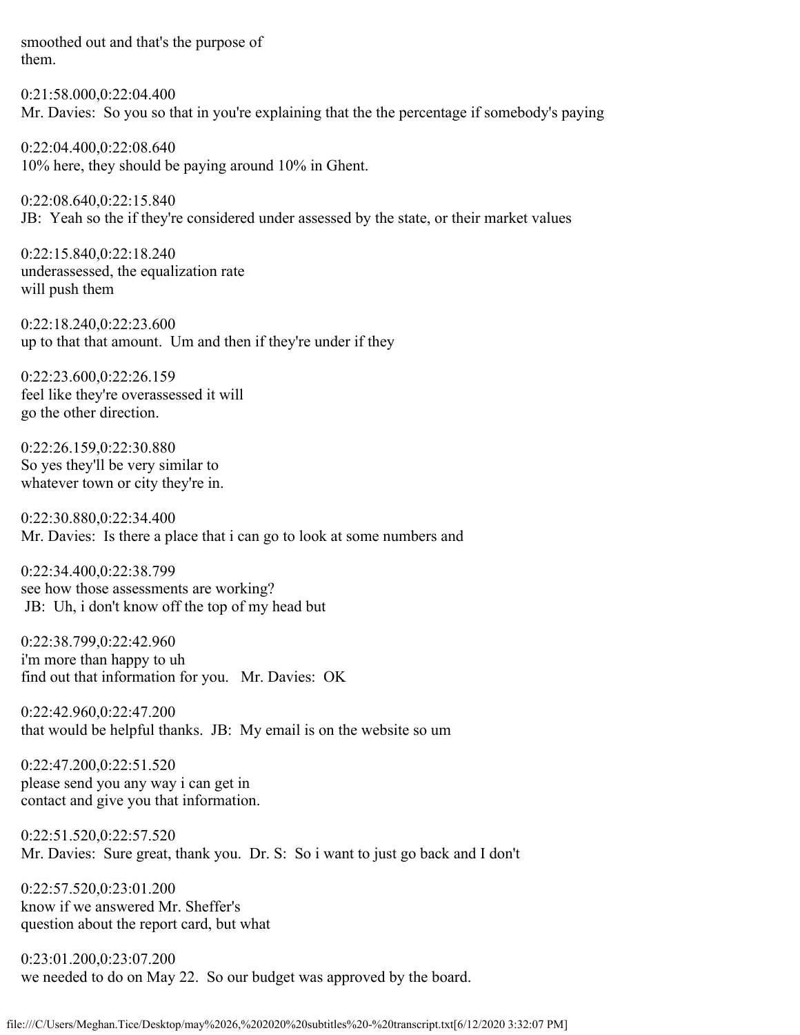smoothed out and that's the purpose of
them.

0:21:58.000,0:22:04.400
Mr. Davies:  So you so that in you're explaining that the the percentage if somebody's paying

0:22:04.400,0:22:08.640
10% here, they should be paying around 10% in Ghent.

0:22:08.640,0:22:15.840
JB:  Yeah so the if they're considered under assessed by the state, or their market values

0:22:15.840,0:22:18.240
underassessed, the equalization rate
will push them

0:22:18.240,0:22:23.600
up to that that amount.  Um and then if they're under if they

0:22:23.600,0:22:26.159
feel like they're overassessed it will
go the other direction.

0:22:26.159,0:22:30.880
So yes they'll be very similar to
whatever town or city they're in.

0:22:30.880,0:22:34.400
Mr. Davies:  Is there a place that i can go to look at some numbers and

0:22:34.400,0:22:38.799
see how those assessments are working?
 JB:  Uh, i don't know off the top of my head but

0:22:38.799,0:22:42.960
i'm more than happy to uh
find out that information for you.   Mr. Davies:  OK

0:22:42.960,0:22:47.200
that would be helpful thanks.  JB:  My email is on the website so um

0:22:47.200,0:22:51.520
please send you any way i can get in
contact and give you that information.

0:22:51.520,0:22:57.520
Mr. Davies:  Sure great, thank you.  Dr. S:  So i want to just go back and I don't

0:22:57.520,0:23:01.200
know if we answered Mr. Sheffer's
question about the report card, but what

0:23:01.200,0:23:07.200
we needed to do on May 22.  So our budget was approved by the board.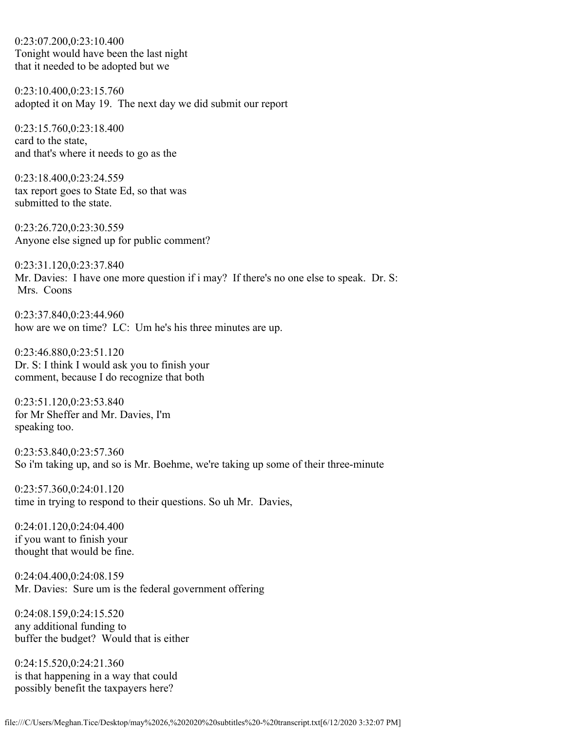0:23:07.200,0:23:10.400
Tonight would have been the last night
that it needed to be adopted but we

0:23:10.400,0:23:15.760
adopted it on May 19. The next day we did submit our report

0:23:15.760,0:23:18.400
card to the state,
and that's where it needs to go as the

0:23:18.400,0:23:24.559
tax report goes to State Ed, so that was
submitted to the state.

0:23:26.720,0:23:30.559
Anyone else signed up for public comment?

0:23:31.120,0:23:37.840
Mr. Davies: I have one more question if i may? If there's no one else to speak. Dr. S:
Mrs. Coons

0:23:37.840,0:23:44.960
how are we on time? LC: Um he's his three minutes are up.

0:23:46.880,0:23:51.120
Dr. S: I think I would ask you to finish your
comment, because I do recognize that both

0:23:51.120,0:23:53.840
for Mr Sheffer and Mr. Davies, I'm
speaking too.

0:23:53.840,0:23:57.360
So i'm taking up, and so is Mr. Boehme, we're taking up some of their three-minute

0:23:57.360,0:24:01.120
time in trying to respond to their questions. So uh Mr. Davies,

0:24:01.120,0:24:04.400
if you want to finish your
thought that would be fine.

0:24:04.400,0:24:08.159
Mr. Davies: Sure um is the federal government offering

0:24:08.159,0:24:15.520
any additional funding to
buffer the budget? Would that is either

0:24:15.520,0:24:21.360
is that happening in a way that could
possibly benefit the taxpayers here?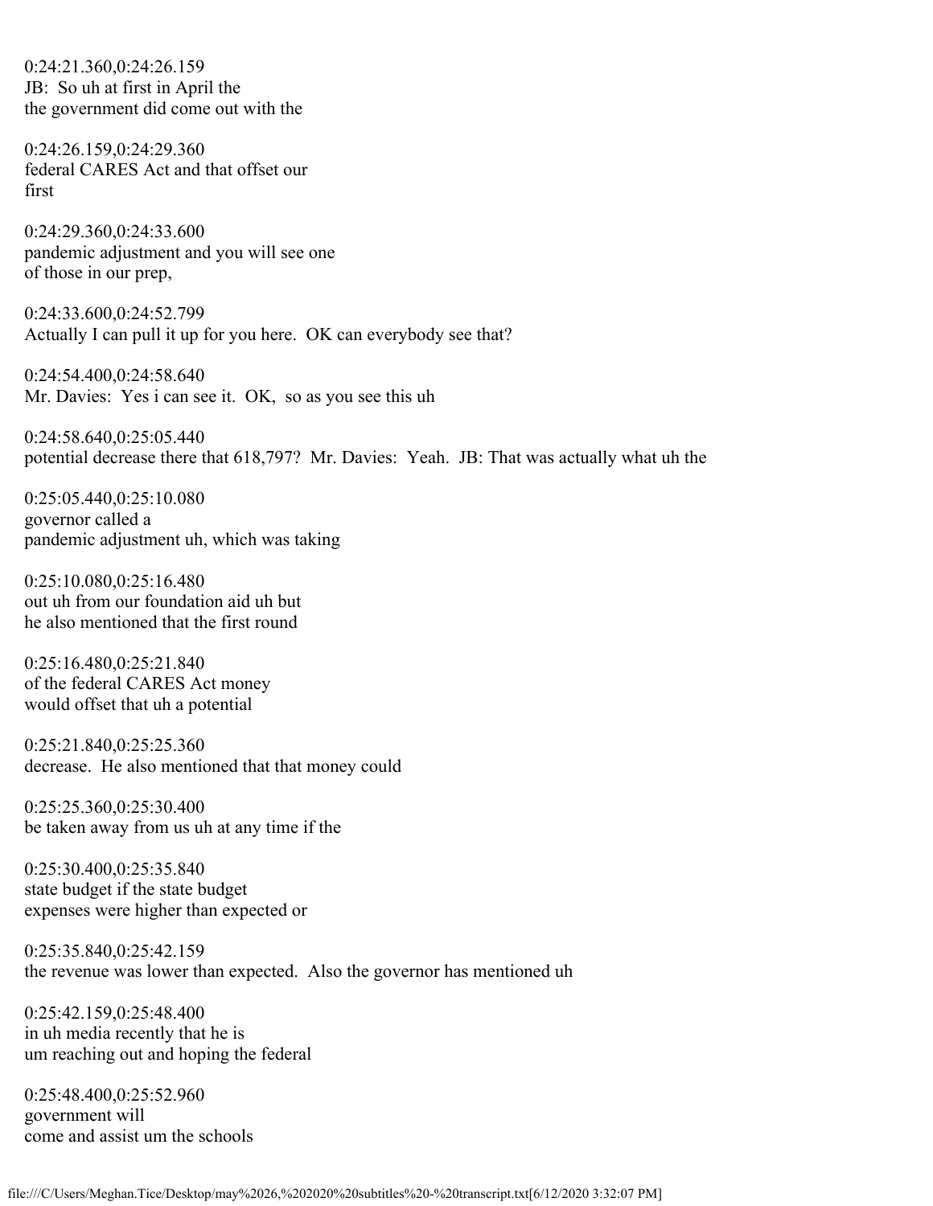0:24:21.360,0:24:26.159
JB: So uh at first in April the
the government did come out with the

0:24:26.159,0:24:29.360
federal CARES Act and that offset our
first

0:24:29.360,0:24:33.600
pandemic adjustment and you will see one
of those in our prep,

0:24:33.600,0:24:52.799
Actually I can pull it up for you here. OK can everybody see that?

0:24:54.400,0:24:58.640
Mr. Davies: Yes i can see it. OK, so as you see this uh

0:24:58.640,0:25:05.440
potential decrease there that 618,797? Mr. Davies: Yeah. JB: That was actually what uh the

0:25:05.440,0:25:10.080
governor called a
pandemic adjustment uh, which was taking

0:25:10.080,0:25:16.480
out uh from our foundation aid uh but
he also mentioned that the first round

0:25:16.480,0:25:21.840
of the federal CARES Act money
would offset that uh a potential

0:25:21.840,0:25:25.360
decrease. He also mentioned that that money could

0:25:25.360,0:25:30.400
be taken away from us uh at any time if the

0:25:30.400,0:25:35.840
state budget if the state budget
expenses were higher than expected or

0:25:35.840,0:25:42.159
the revenue was lower than expected. Also the governor has mentioned uh

0:25:42.159,0:25:48.400
in uh media recently that he is
um reaching out and hoping the federal

0:25:48.400,0:25:52.960
government will
come and assist um the schools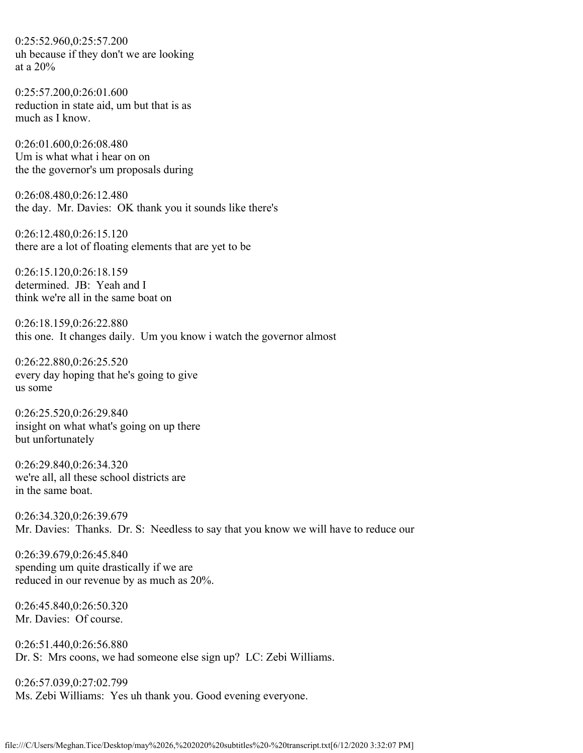0:25:52.960,0:25:57.200
uh because if they don't we are looking
at a 20%

0:25:57.200,0:26:01.600
reduction in state aid, um but that is as
much as I know.

0:26:01.600,0:26:08.480
Um is what what i hear on on
the the governor's um proposals during

0:26:08.480,0:26:12.480
the day. Mr. Davies: OK thank you it sounds like there's

0:26:12.480,0:26:15.120
there are a lot of floating elements that are yet to be

0:26:15.120,0:26:18.159
determined. JB: Yeah and I
think we're all in the same boat on

0:26:18.159,0:26:22.880
this one. It changes daily. Um you know i watch the governor almost

0:26:22.880,0:26:25.520
every day hoping that he's going to give
us some

0:26:25.520,0:26:29.840
insight on what what's going on up there
but unfortunately

0:26:29.840,0:26:34.320
we're all, all these school districts are
in the same boat.

0:26:34.320,0:26:39.679
Mr. Davies: Thanks. Dr. S: Needless to say that you know we will have to reduce our

0:26:39.679,0:26:45.840
spending um quite drastically if we are
reduced in our revenue by as much as 20%.

0:26:45.840,0:26:50.320
Mr. Davies: Of course.

0:26:51.440,0:26:56.880
Dr. S: Mrs coons, we had someone else sign up? LC: Zebi Williams.

0:26:57.039,0:27:02.799
Ms. Zebi Williams: Yes uh thank you. Good evening everyone.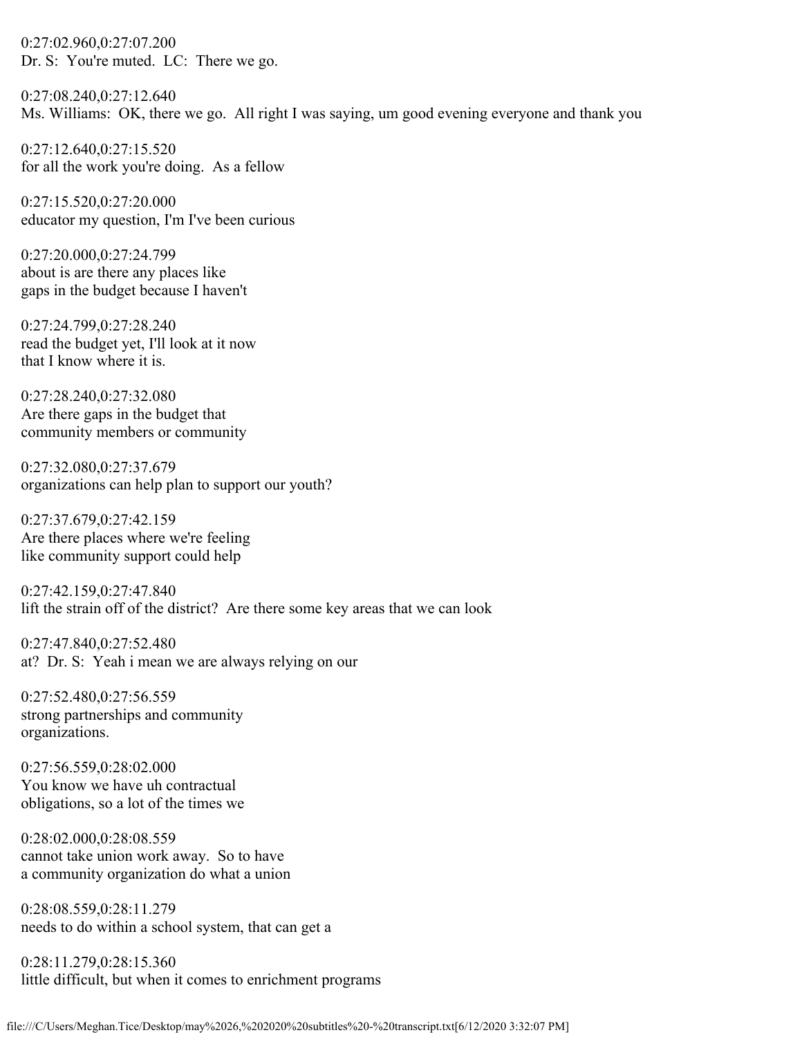0:27:02.960,0:27:07.200
Dr. S: You're muted. LC: There we go.

0:27:08.240,0:27:12.640
Ms. Williams: OK, there we go. All right I was saying, um good evening everyone and thank you

0:27:12.640,0:27:15.520
for all the work you're doing. As a fellow

0:27:15.520,0:27:20.000
educator my question, I'm I've been curious

0:27:20.000,0:27:24.799
about is are there any places like
gaps in the budget because I haven't

0:27:24.799,0:27:28.240
read the budget yet, I'll look at it now
that I know where it is.

0:27:28.240,0:27:32.080
Are there gaps in the budget that
community members or community

0:27:32.080,0:27:37.679
organizations can help plan to support our youth?

0:27:37.679,0:27:42.159
Are there places where we're feeling
like community support could help

0:27:42.159,0:27:47.840
lift the strain off of the district? Are there some key areas that we can look

0:27:47.840,0:27:52.480
at? Dr. S: Yeah i mean we are always relying on our

0:27:52.480,0:27:56.559
strong partnerships and community
organizations.

0:27:56.559,0:28:02.000
You know we have uh contractual
obligations, so a lot of the times we

0:28:02.000,0:28:08.559
cannot take union work away. So to have
a community organization do what a union

0:28:08.559,0:28:11.279
needs to do within a school system, that can get a

0:28:11.279,0:28:15.360
little difficult, but when it comes to enrichment programs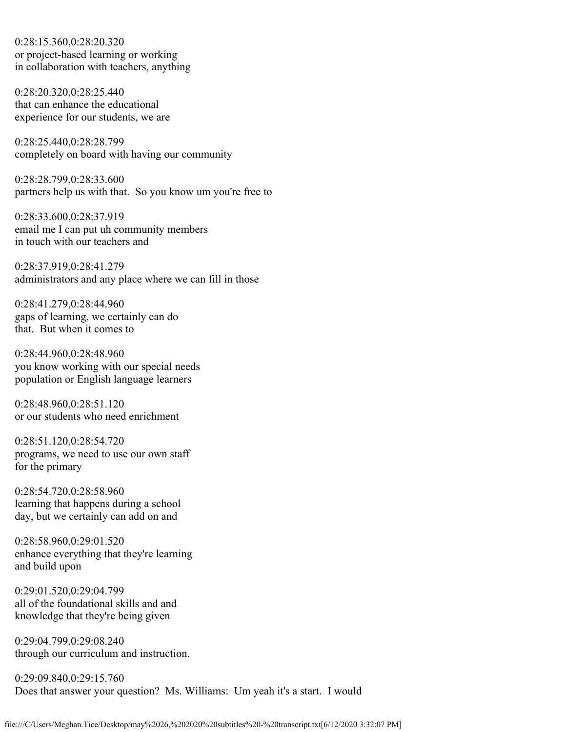0:28:15.360,0:28:20.320
or project-based learning or working
in collaboration with teachers, anything

0:28:20.320,0:28:25.440
that can enhance the educational
experience for our students, we are

0:28:25.440,0:28:28.799
completely on board with having our community

0:28:28.799,0:28:33.600
partners help us with that. So you know um you're free to

0:28:33.600,0:28:37.919
email me I can put uh community members
in touch with our teachers and

0:28:37.919,0:28:41.279
administrators and any place where we can fill in those

0:28:41.279,0:28:44.960
gaps of learning, we certainly can do
that. But when it comes to

0:28:44.960,0:28:48.960
you know working with our special needs
population or English language learners

0:28:48.960,0:28:51.120
or our students who need enrichment

0:28:51.120,0:28:54.720
programs, we need to use our own staff
for the primary

0:28:54.720,0:28:58.960
learning that happens during a school
day, but we certainly can add on and

0:28:58.960,0:29:01.520
enhance everything that they're learning
and build upon

0:29:01.520,0:29:04.799
all of the foundational skills and and
knowledge that they're being given

0:29:04.799,0:29:08.240
through our curriculum and instruction.

0:29:09.840,0:29:15.760
Does that answer your question? Ms. Williams: Um yeah it's a start. I would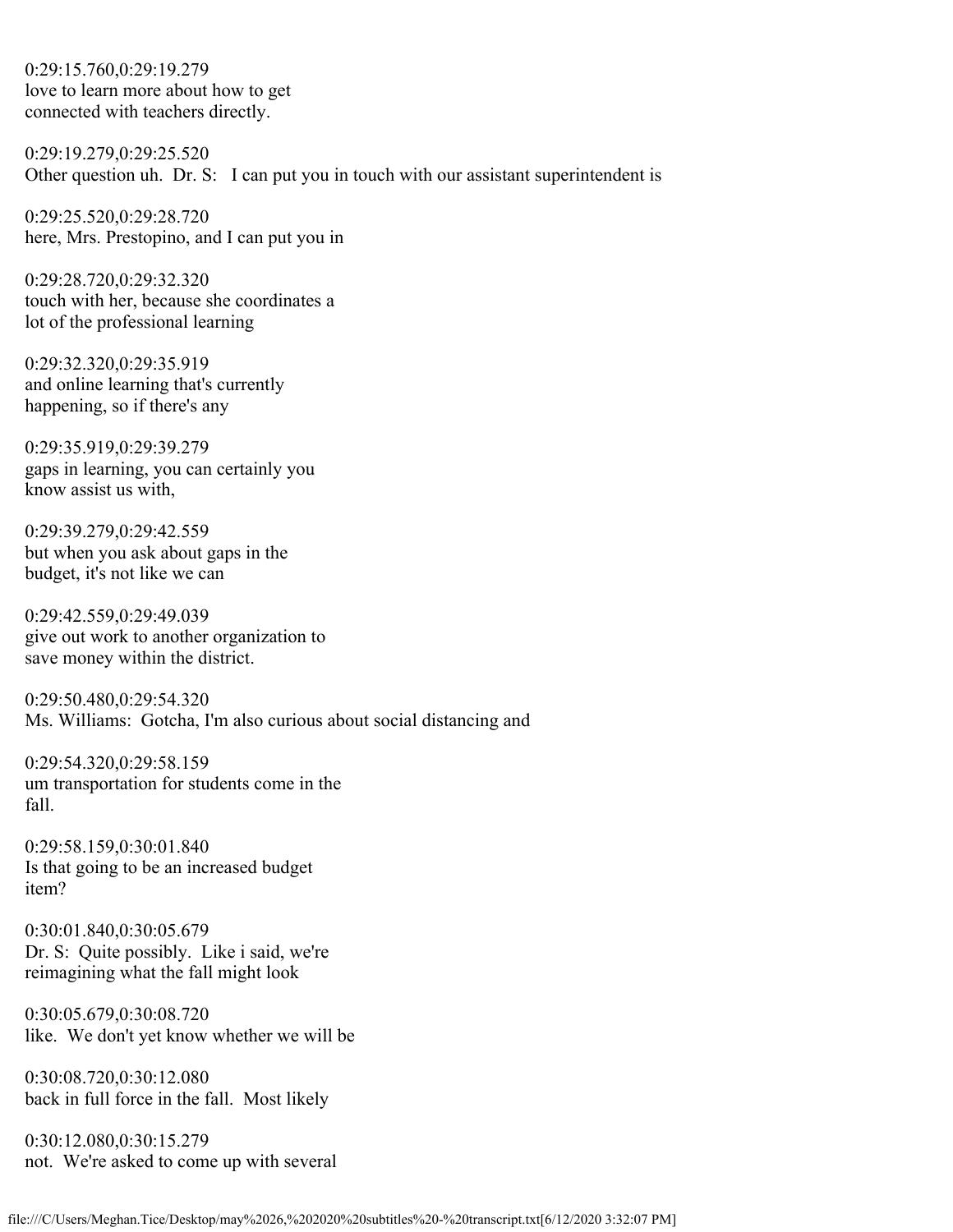0:29:15.760,0:29:19.279
love to learn more about how to get
connected with teachers directly.

0:29:19.279,0:29:25.520
Other question uh.  Dr. S:   I can put you in touch with our assistant superintendent is

0:29:25.520,0:29:28.720
here, Mrs. Prestopino, and I can put you in

0:29:28.720,0:29:32.320
touch with her, because she coordinates a
lot of the professional learning

0:29:32.320,0:29:35.919
and online learning that's currently
happening, so if there's any

0:29:35.919,0:29:39.279
gaps in learning, you can certainly you
know assist us with,

0:29:39.279,0:29:42.559
but when you ask about gaps in the
budget, it's not like we can

0:29:42.559,0:29:49.039
give out work to another organization to
save money within the district.

0:29:50.480,0:29:54.320
Ms. Williams:  Gotcha, I'm also curious about social distancing and

0:29:54.320,0:29:58.159
um transportation for students come in the
fall.

0:29:58.159,0:30:01.840
Is that going to be an increased budget
item?

0:30:01.840,0:30:05.679
Dr. S:  Quite possibly.  Like i said, we're
reimagining what the fall might look

0:30:05.679,0:30:08.720
like.  We don't yet know whether we will be

0:30:08.720,0:30:12.080
back in full force in the fall.  Most likely

0:30:12.080,0:30:15.279
not.  We're asked to come up with several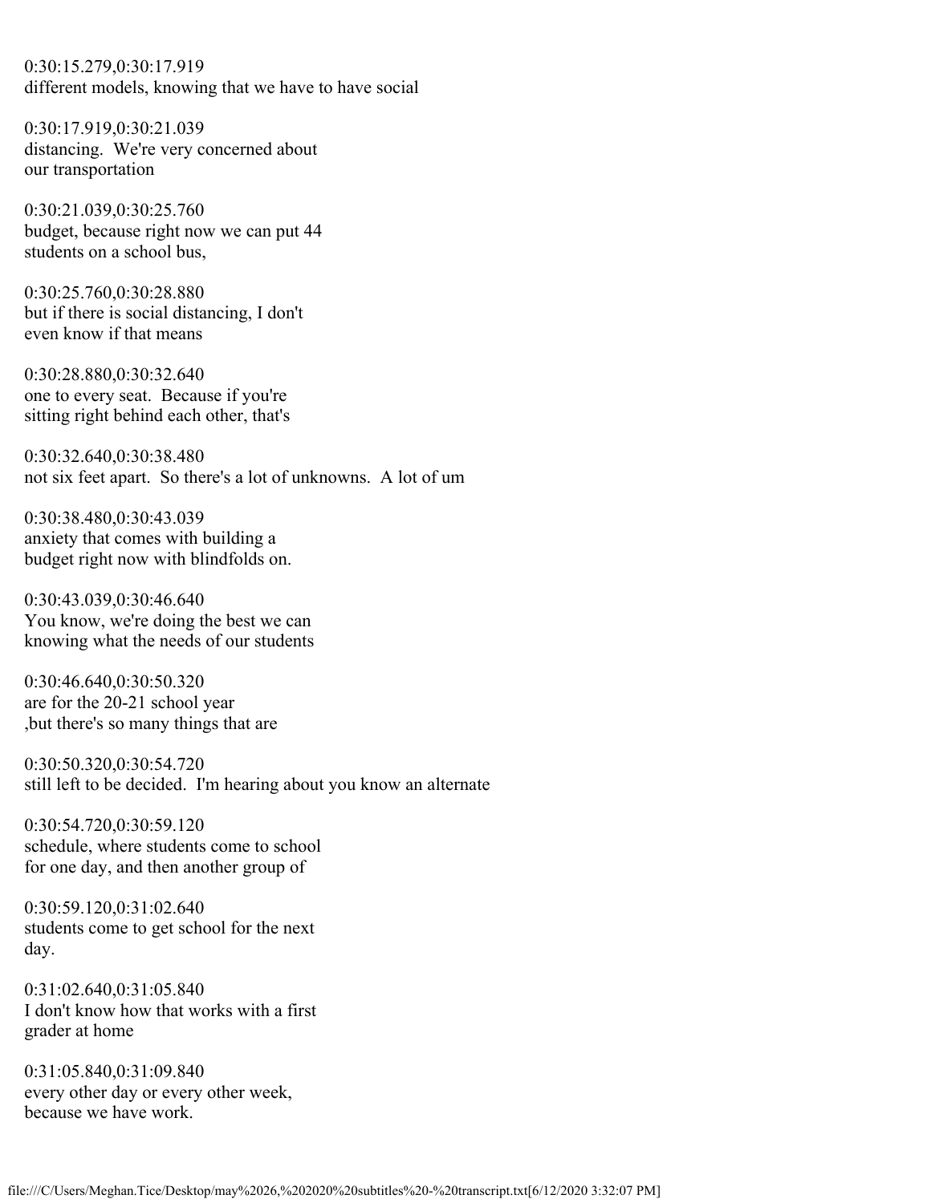0:30:15.279,0:30:17.919
different models, knowing that we have to have social

0:30:17.919,0:30:21.039
distancing.  We're very concerned about
our transportation

0:30:21.039,0:30:25.760
budget, because right now we can put 44
students on a school bus,

0:30:25.760,0:30:28.880
but if there is social distancing, I don't
even know if that means

0:30:28.880,0:30:32.640
one to every seat.  Because if you're
sitting right behind each other, that's

0:30:32.640,0:30:38.480
not six feet apart.  So there's a lot of unknowns.  A lot of um

0:30:38.480,0:30:43.039
anxiety that comes with building a
budget right now with blindfolds on.

0:30:43.039,0:30:46.640
You know, we're doing the best we can
knowing what the needs of our students

0:30:46.640,0:30:50.320
are for the 20-21 school year
,but there's so many things that are

0:30:50.320,0:30:54.720
still left to be decided.  I'm hearing about you know an alternate

0:30:54.720,0:30:59.120
schedule, where students come to school
for one day, and then another group of

0:30:59.120,0:31:02.640
students come to get school for the next
day.

0:31:02.640,0:31:05.840
I don't know how that works with a first
grader at home

0:31:05.840,0:31:09.840
every other day or every other week,
because we have work.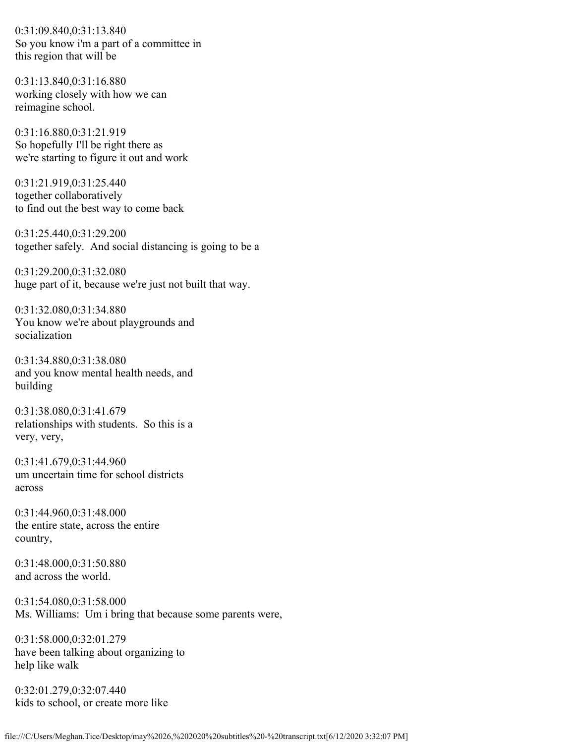0:31:09.840,0:31:13.840
So you know i'm a part of a committee in
this region that will be

0:31:13.840,0:31:16.880
working closely with how we can
reimagine school.

0:31:16.880,0:31:21.919
So hopefully I'll be right there as
we're starting to figure it out and work

0:31:21.919,0:31:25.440
together collaboratively
to find out the best way to come back

0:31:25.440,0:31:29.200
together safely. And social distancing is going to be a

0:31:29.200,0:31:32.080
huge part of it, because we're just not built that way.

0:31:32.080,0:31:34.880
You know we're about playgrounds and
socialization

0:31:34.880,0:31:38.080
and you know mental health needs, and
building

0:31:38.080,0:31:41.679
relationships with students. So this is a
very, very,

0:31:41.679,0:31:44.960
um uncertain time for school districts
across

0:31:44.960,0:31:48.000
the entire state, across the entire
country,

0:31:48.000,0:31:50.880
and across the world.

0:31:54.080,0:31:58.000
Ms. Williams: Um i bring that because some parents were,

0:31:58.000,0:32:01.279
have been talking about organizing to
help like walk

0:32:01.279,0:32:07.440
kids to school, or create more like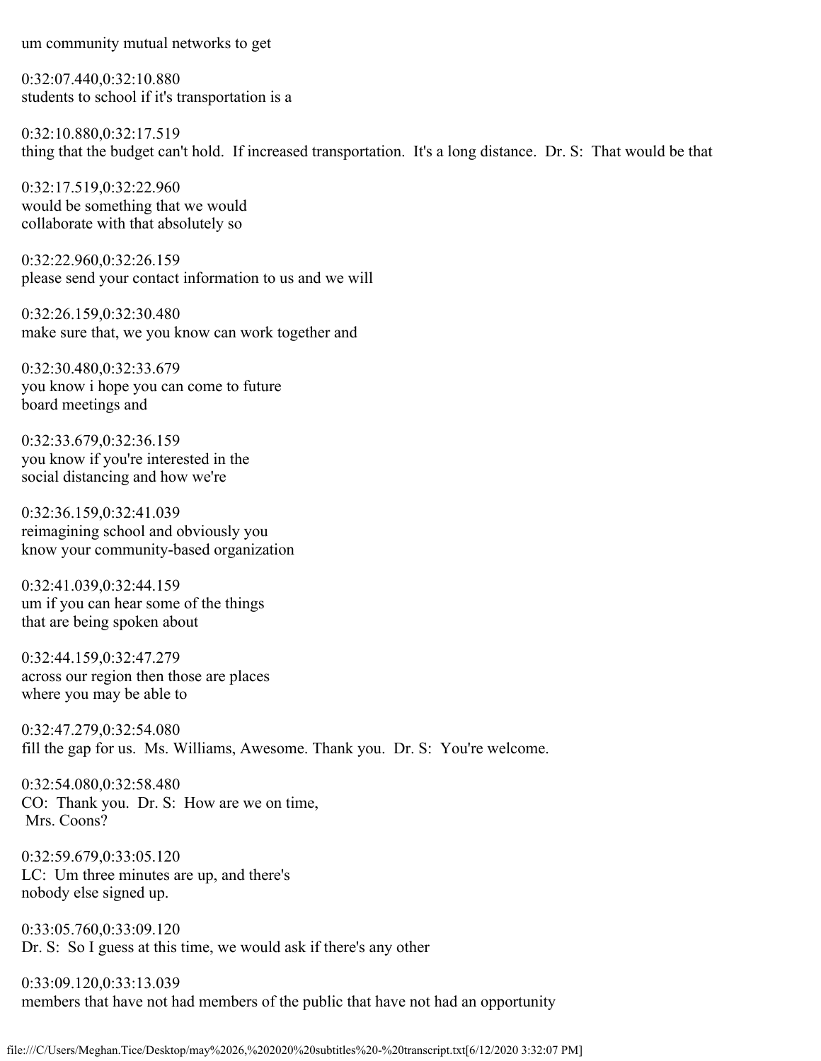um community mutual networks to get

0:32:07.440,0:32:10.880
students to school if it's transportation is a

0:32:10.880,0:32:17.519
thing that the budget can't hold. If increased transportation. It's a long distance. Dr. S: That would be that

0:32:17.519,0:32:22.960
would be something that we would
collaborate with that absolutely so

0:32:22.960,0:32:26.159
please send your contact information to us and we will

0:32:26.159,0:32:30.480
make sure that, we you know can work together and

0:32:30.480,0:32:33.679
you know i hope you can come to future
board meetings and

0:32:33.679,0:32:36.159
you know if you're interested in the
social distancing and how we're

0:32:36.159,0:32:41.039
reimagining school and obviously you
know your community-based organization

0:32:41.039,0:32:44.159
um if you can hear some of the things
that are being spoken about

0:32:44.159,0:32:47.279
across our region then those are places
where you may be able to

0:32:47.279,0:32:54.080
fill the gap for us. Ms. Williams, Awesome. Thank you. Dr. S: You're welcome.

0:32:54.080,0:32:58.480
CO: Thank you. Dr. S: How are we on time,
Mrs. Coons?

0:32:59.679,0:33:05.120
LC: Um three minutes are up, and there's
nobody else signed up.

0:33:05.760,0:33:09.120
Dr. S: So I guess at this time, we would ask if there's any other

0:33:09.120,0:33:13.039
members that have not had members of the public that have not had an opportunity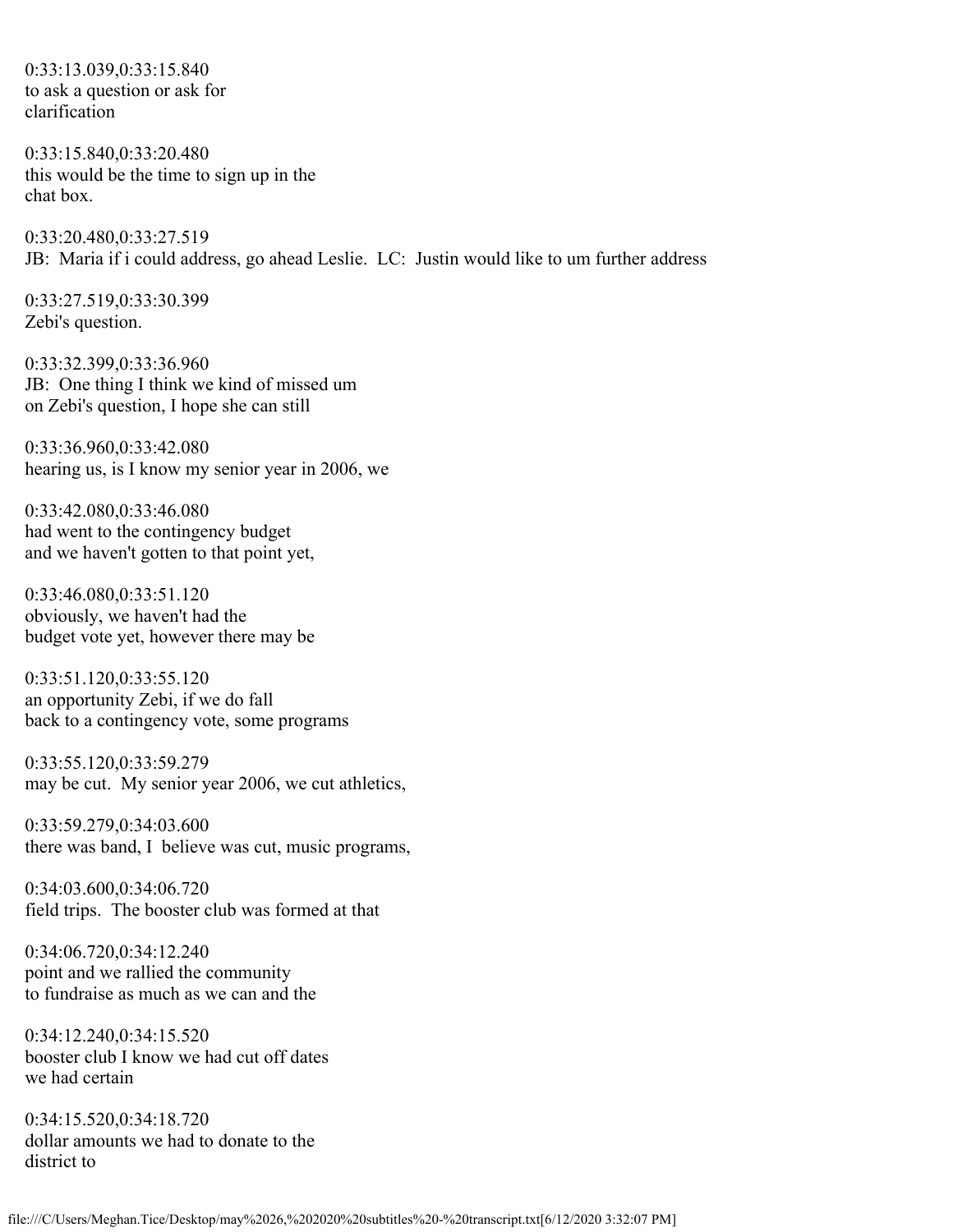0:33:13.039,0:33:15.840
to ask a question or ask for
clarification

0:33:15.840,0:33:20.480
this would be the time to sign up in the
chat box.

0:33:20.480,0:33:27.519
JB: Maria if i could address, go ahead Leslie. LC: Justin would like to um further address

0:33:27.519,0:33:30.399
Zebi's question.

0:33:32.399,0:33:36.960
JB: One thing I think we kind of missed um
on Zebi's question, I hope she can still

0:33:36.960,0:33:42.080
hearing us, is I know my senior year in 2006, we

0:33:42.080,0:33:46.080
had went to the contingency budget
and we haven't gotten to that point yet,

0:33:46.080,0:33:51.120
obviously, we haven't had the
budget vote yet, however there may be

0:33:51.120,0:33:55.120
an opportunity Zebi, if we do fall
back to a contingency vote, some programs

0:33:55.120,0:33:59.279
may be cut. My senior year 2006, we cut athletics,

0:33:59.279,0:34:03.600
there was band, I believe was cut, music programs,

0:34:03.600,0:34:06.720
field trips. The booster club was formed at that

0:34:06.720,0:34:12.240
point and we rallied the community
to fundraise as much as we can and the

0:34:12.240,0:34:15.520
booster club I know we had cut off dates
we had certain

0:34:15.520,0:34:18.720
dollar amounts we had to donate to the
district to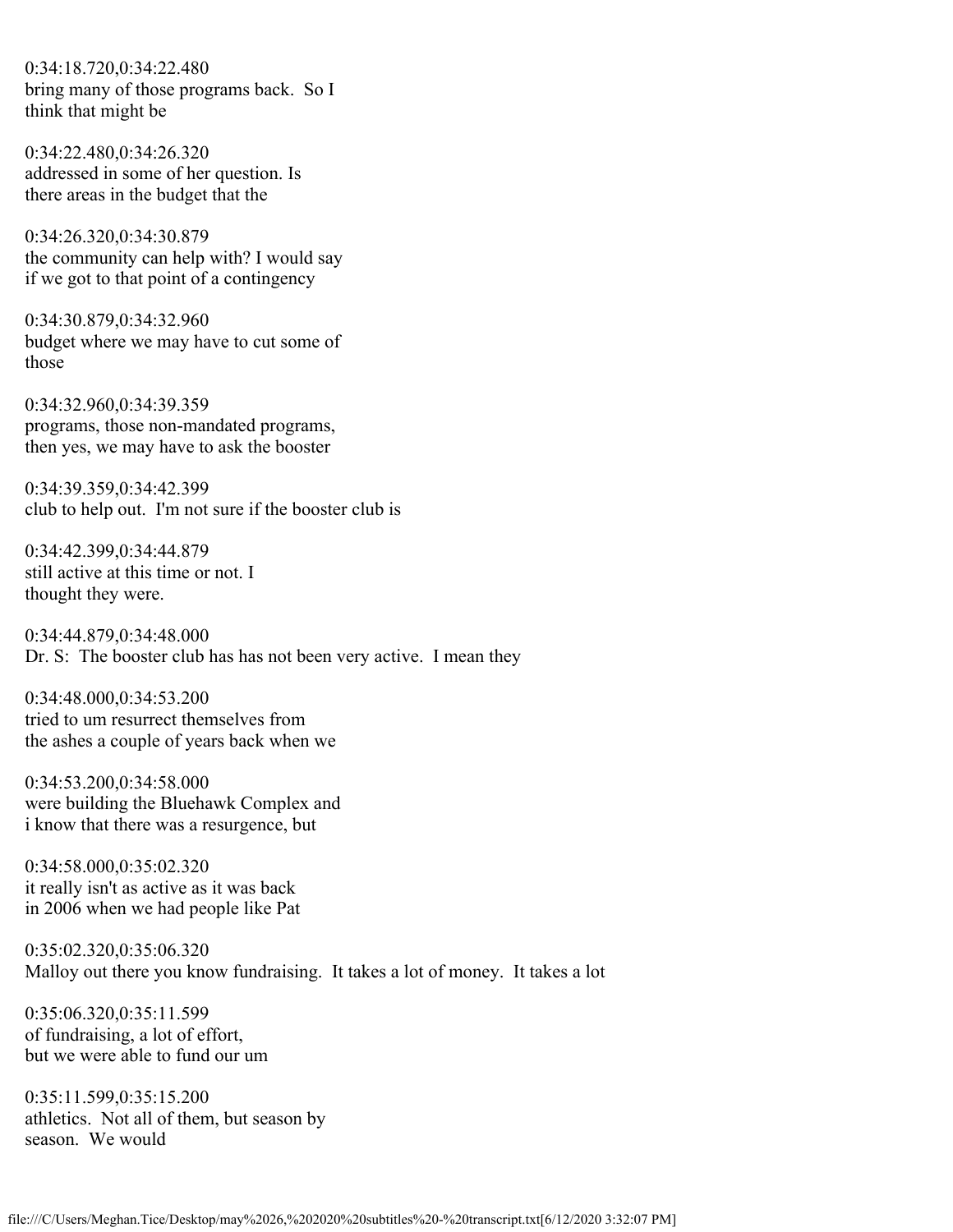0:34:18.720,0:34:22.480
bring many of those programs back.  So I
think that might be

0:34:22.480,0:34:26.320
addressed in some of her question. Is
there areas in the budget that the

0:34:26.320,0:34:30.879
the community can help with? I would say
if we got to that point of a contingency

0:34:30.879,0:34:32.960
budget where we may have to cut some of
those

0:34:32.960,0:34:39.359
programs, those non-mandated programs,
then yes, we may have to ask the booster

0:34:39.359,0:34:42.399
club to help out.  I'm not sure if the booster club is

0:34:42.399,0:34:44.879
still active at this time or not. I
thought they were.

0:34:44.879,0:34:48.000
Dr. S:  The booster club has has not been very active.  I mean they

0:34:48.000,0:34:53.200
tried to um resurrect themselves from
the ashes a couple of years back when we

0:34:53.200,0:34:58.000
were building the Bluehawk Complex and
i know that there was a resurgence, but

0:34:58.000,0:35:02.320
it really isn't as active as it was back
in 2006 when we had people like Pat

0:35:02.320,0:35:06.320
Malloy out there you know fundraising.  It takes a lot of money.  It takes a lot

0:35:06.320,0:35:11.599
of fundraising, a lot of effort,
but we were able to fund our um

0:35:11.599,0:35:15.200
athletics.  Not all of them, but season by
season.  We would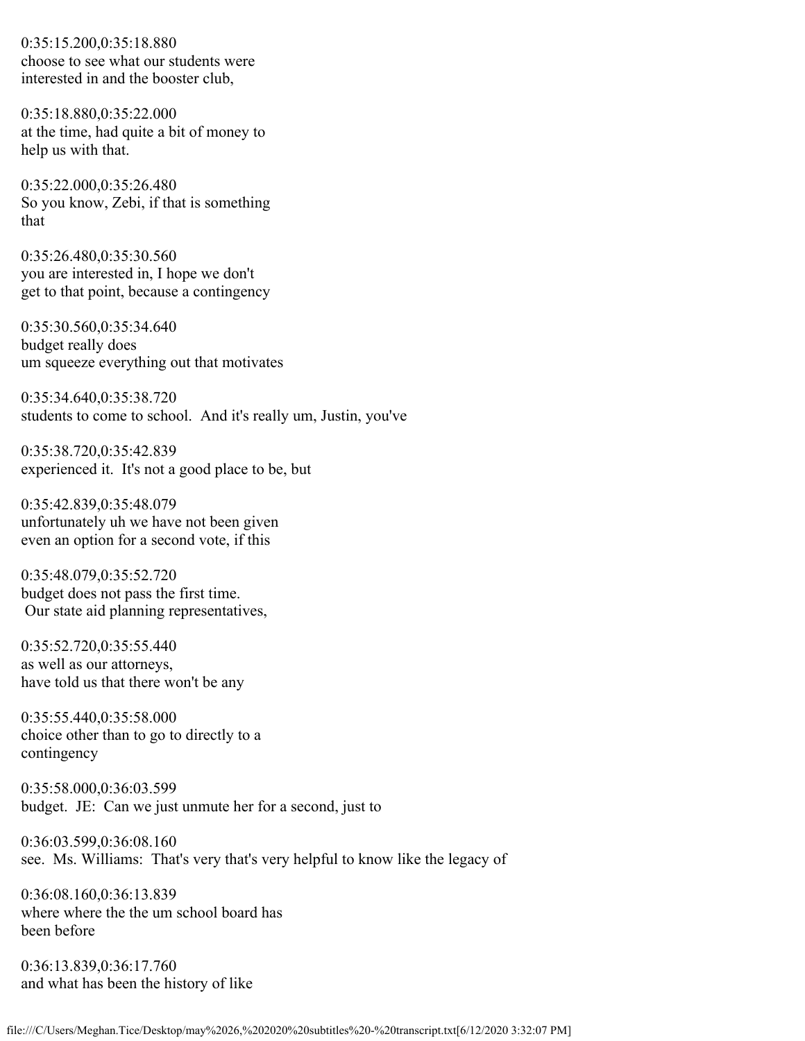0:35:15.200,0:35:18.880
choose to see what our students were
interested in and the booster club,

0:35:18.880,0:35:22.000
at the time, had quite a bit of money to
help us with that.

0:35:22.000,0:35:26.480
So you know, Zebi, if that is something
that

0:35:26.480,0:35:30.560
you are interested in, I hope we don't
get to that point, because a contingency

0:35:30.560,0:35:34.640
budget really does
um squeeze everything out that motivates

0:35:34.640,0:35:38.720
students to come to school. And it's really um, Justin, you've

0:35:38.720,0:35:42.839
experienced it. It's not a good place to be, but

0:35:42.839,0:35:48.079
unfortunately uh we have not been given
even an option for a second vote, if this

0:35:48.079,0:35:52.720
budget does not pass the first time.
Our state aid planning representatives,

0:35:52.720,0:35:55.440
as well as our attorneys,
have told us that there won't be any

0:35:55.440,0:35:58.000
choice other than to go to directly to a
contingency

0:35:58.000,0:36:03.599
budget. JE: Can we just unmute her for a second, just to

0:36:03.599,0:36:08.160
see. Ms. Williams: That's very that's very helpful to know like the legacy of

0:36:08.160,0:36:13.839
where where the the um school board has
been before

0:36:13.839,0:36:17.760
and what has been the history of like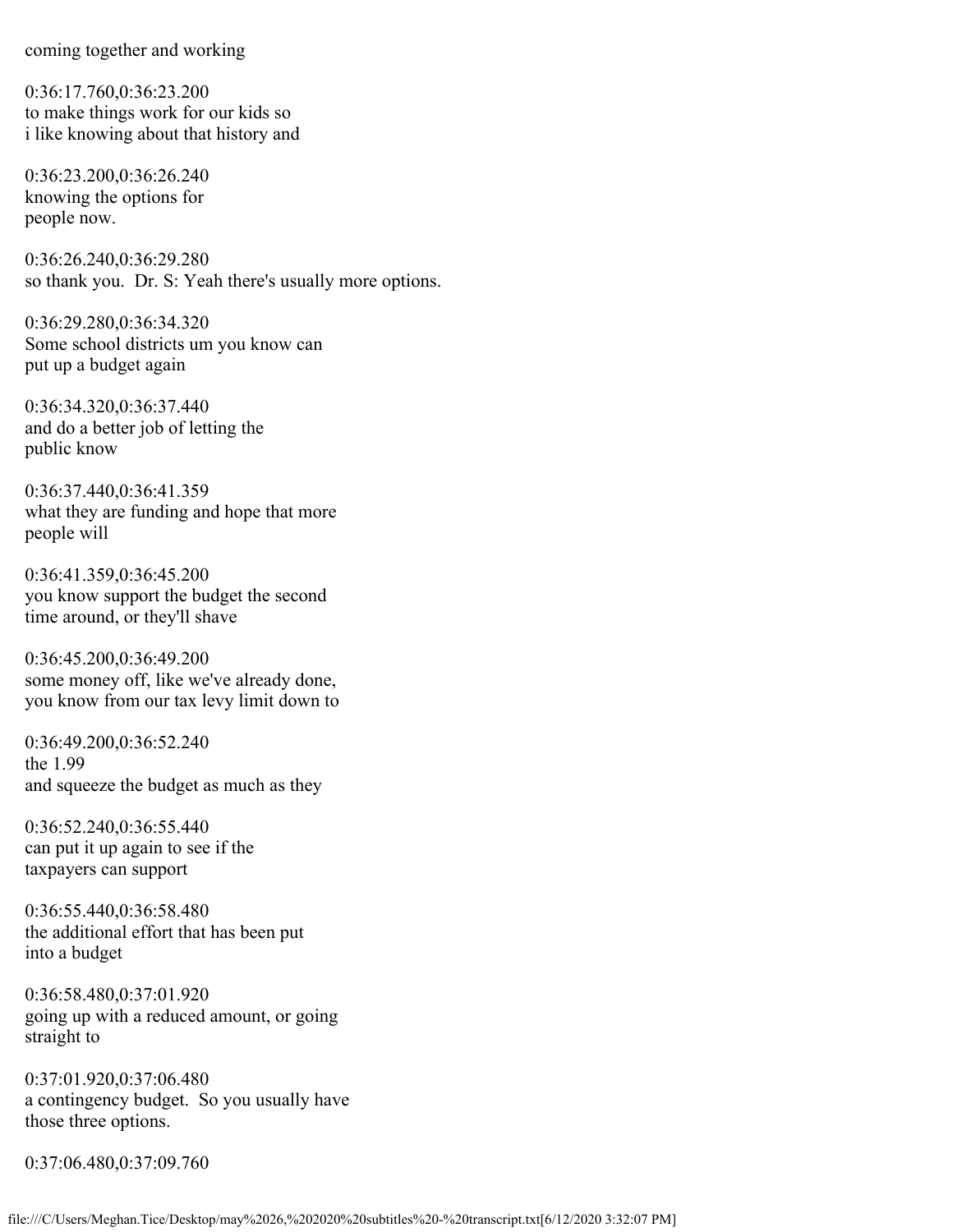coming together and working

0:36:17.760,0:36:23.200
to make things work for our kids so
i like knowing about that history and

0:36:23.200,0:36:26.240
knowing the options for
people now.

0:36:26.240,0:36:29.280
so thank you.  Dr. S: Yeah there's usually more options.

0:36:29.280,0:36:34.320
Some school districts um you know can
put up a budget again

0:36:34.320,0:36:37.440
and do a better job of letting the
public know

0:36:37.440,0:36:41.359
what they are funding and hope that more
people will

0:36:41.359,0:36:45.200
you know support the budget the second
time around, or they'll shave

0:36:45.200,0:36:49.200
some money off, like we've already done,
you know from our tax levy limit down to

0:36:49.200,0:36:52.240
the 1.99
and squeeze the budget as much as they

0:36:52.240,0:36:55.440
can put it up again to see if the
taxpayers can support

0:36:55.440,0:36:58.480
the additional effort that has been put
into a budget

0:36:58.480,0:37:01.920
going up with a reduced amount, or going
straight to

0:37:01.920,0:37:06.480
a contingency budget.  So you usually have
those three options.

0:37:06.480,0:37:09.760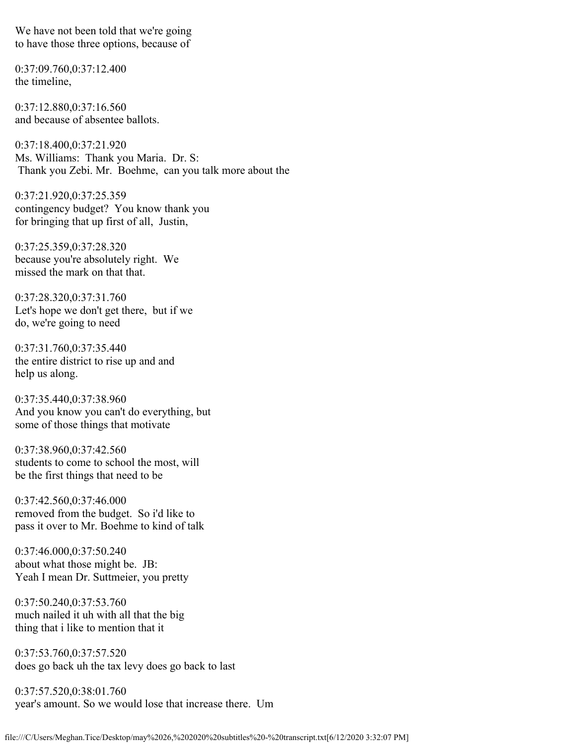We have not been told that we're going
to have those three options, because of

0:37:09.760,0:37:12.400
the timeline,

0:37:12.880,0:37:16.560
and because of absentee ballots.

0:37:18.400,0:37:21.920
Ms. Williams: Thank you Maria. Dr. S:
Thank you Zebi. Mr. Boehme, can you talk more about the

0:37:21.920,0:37:25.359
contingency budget? You know thank you
for bringing that up first of all, Justin,

0:37:25.359,0:37:28.320
because you're absolutely right. We
missed the mark on that that.

0:37:28.320,0:37:31.760
Let's hope we don't get there, but if we
do, we're going to need

0:37:31.760,0:37:35.440
the entire district to rise up and and
help us along.

0:37:35.440,0:37:38.960
And you know you can't do everything, but
some of those things that motivate

0:37:38.960,0:37:42.560
students to come to school the most, will
be the first things that need to be

0:37:42.560,0:37:46.000
removed from the budget. So i'd like to
pass it over to Mr. Boehme to kind of talk

0:37:46.000,0:37:50.240
about what those might be. JB:
Yeah I mean Dr. Suttmeier, you pretty

0:37:50.240,0:37:53.760
much nailed it uh with all that the big
thing that i like to mention that it

0:37:53.760,0:37:57.520
does go back uh the tax levy does go back to last

0:37:57.520,0:38:01.760
year's amount. So we would lose that increase there. Um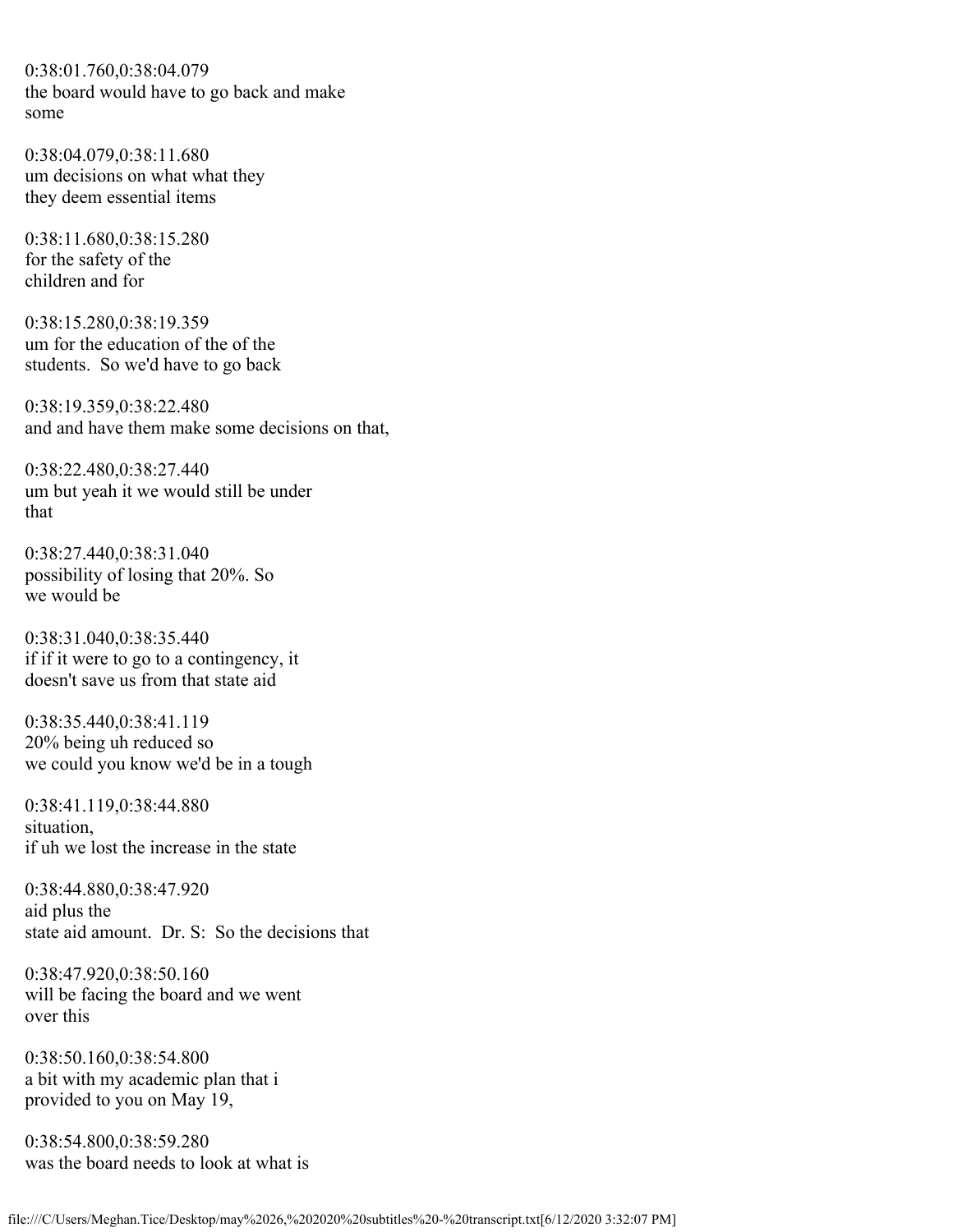0:38:01.760,0:38:04.079
the board would have to go back and make some

0:38:04.079,0:38:11.680
um decisions on what what they they deem essential items

0:38:11.680,0:38:15.280
for the safety of the children and for

0:38:15.280,0:38:19.359
um for the education of the of the students.  So we'd have to go back

0:38:19.359,0:38:22.480
and and have them make some decisions on that,

0:38:22.480,0:38:27.440
um but yeah it we would still be under that

0:38:27.440,0:38:31.040
possibility of losing that 20%. So we would be

0:38:31.040,0:38:35.440
if if it were to go to a contingency, it doesn't save us from that state aid

0:38:35.440,0:38:41.119
20% being uh reduced so we could you know we'd be in a tough

0:38:41.119,0:38:44.880
situation,
if uh we lost the increase in the state

0:38:44.880,0:38:47.920
aid plus the
state aid amount.  Dr. S:  So the decisions that

0:38:47.920,0:38:50.160
will be facing the board and we went over this

0:38:50.160,0:38:54.800
a bit with my academic plan that i provided to you on May 19,

0:38:54.800,0:38:59.280
was the board needs to look at what is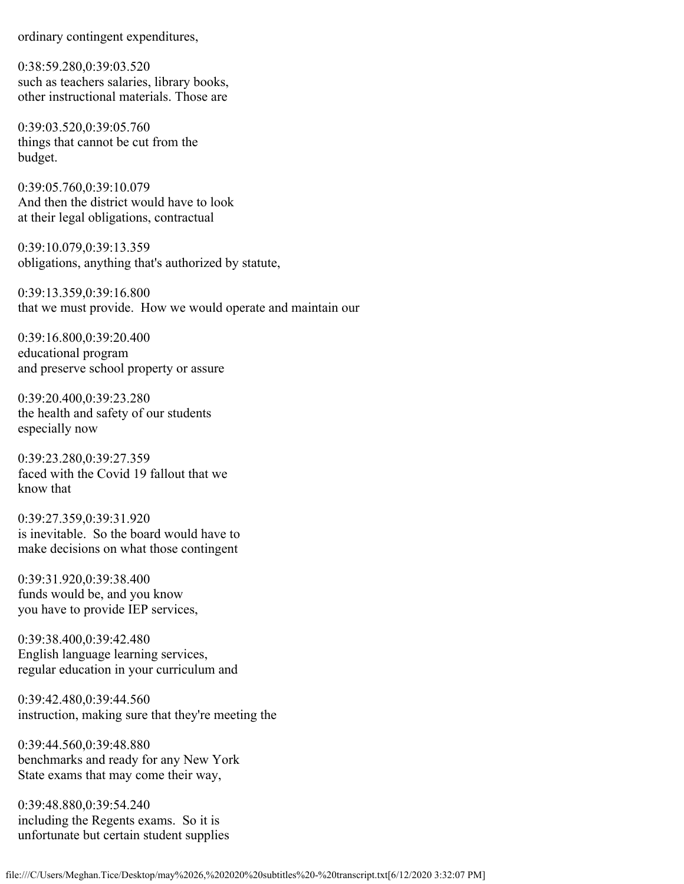ordinary contingent expenditures,

0:38:59.280,0:39:03.520
such as teachers salaries, library books,
other instructional materials. Those are

0:39:03.520,0:39:05.760
things that cannot be cut from the
budget.

0:39:05.760,0:39:10.079
And then the district would have to look
at their legal obligations, contractual

0:39:10.079,0:39:13.359
obligations, anything that's authorized by statute,

0:39:13.359,0:39:16.800
that we must provide.  How we would operate and maintain our

0:39:16.800,0:39:20.400
educational program
and preserve school property or assure

0:39:20.400,0:39:23.280
the health and safety of our students
especially now

0:39:23.280,0:39:27.359
faced with the Covid 19 fallout that we
know that

0:39:27.359,0:39:31.920
is inevitable.  So the board would have to
make decisions on what those contingent

0:39:31.920,0:39:38.400
funds would be, and you know
you have to provide IEP services,

0:39:38.400,0:39:42.480
English language learning services,
regular education in your curriculum and

0:39:42.480,0:39:44.560
instruction, making sure that they're meeting the

0:39:44.560,0:39:48.880
benchmarks and ready for any New York
State exams that may come their way,

0:39:48.880,0:39:54.240
including the Regents exams.  So it is
unfortunate but certain student supplies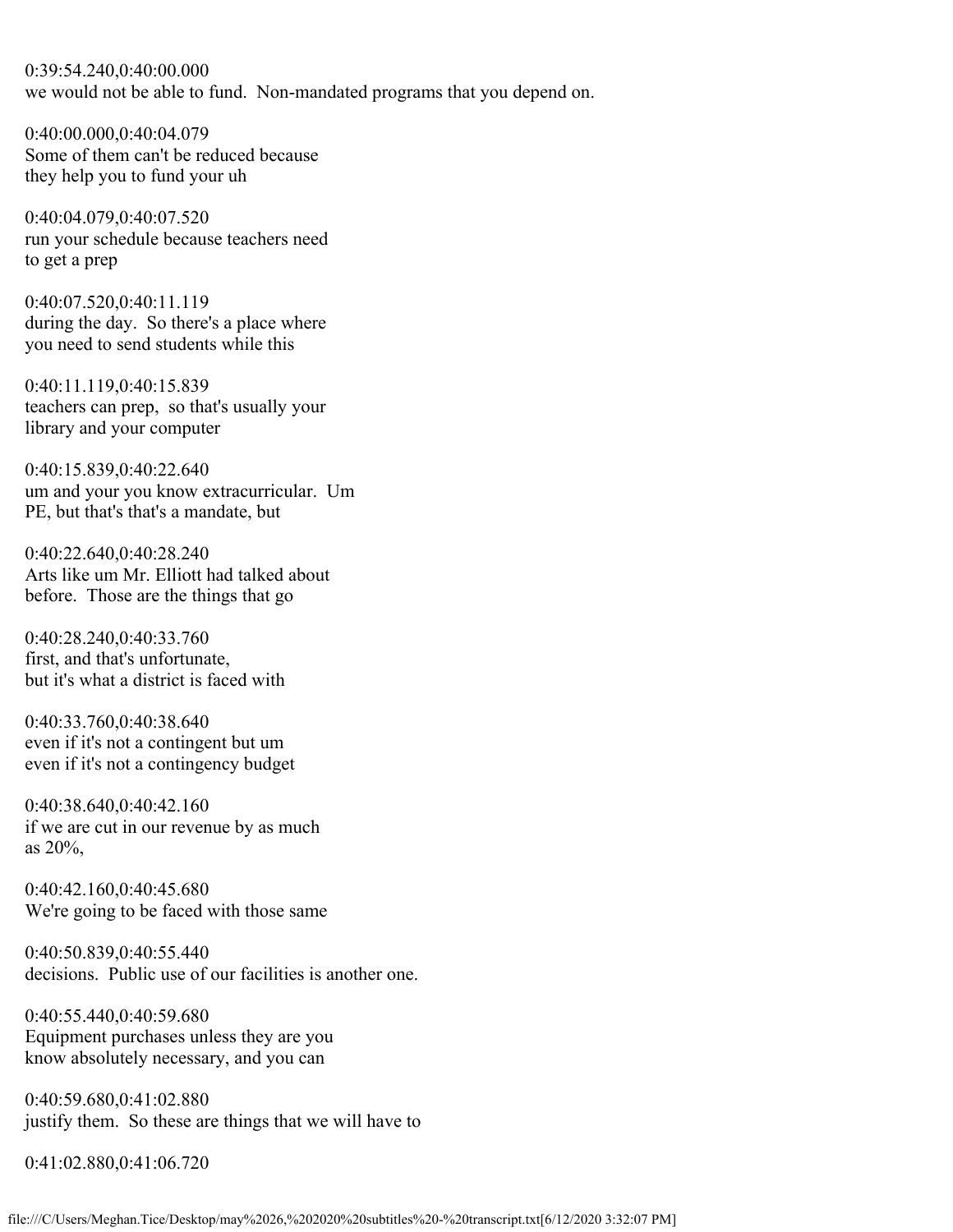0:39:54.240,0:40:00.000
we would not be able to fund. Non-mandated programs that you depend on.

0:40:00.000,0:40:04.079
Some of them can't be reduced because
they help you to fund your uh

0:40:04.079,0:40:07.520
run your schedule because teachers need
to get a prep

0:40:07.520,0:40:11.119
during the day. So there's a place where
you need to send students while this

0:40:11.119,0:40:15.839
teachers can prep, so that's usually your
library and your computer

0:40:15.839,0:40:22.640
um and your you know extracurricular. Um
PE, but that's that's a mandate, but

0:40:22.640,0:40:28.240
Arts like um Mr. Elliott had talked about
before. Those are the things that go

0:40:28.240,0:40:33.760
first, and that's unfortunate,
but it's what a district is faced with

0:40:33.760,0:40:38.640
even if it's not a contingent but um
even if it's not a contingency budget

0:40:38.640,0:40:42.160
if we are cut in our revenue by as much
as 20%,

0:40:42.160,0:40:45.680
We're going to be faced with those same

0:40:50.839,0:40:55.440
decisions. Public use of our facilities is another one.

0:40:55.440,0:40:59.680
Equipment purchases unless they are you
know absolutely necessary, and you can

0:40:59.680,0:41:02.880
justify them. So these are things that we will have to

0:41:02.880,0:41:06.720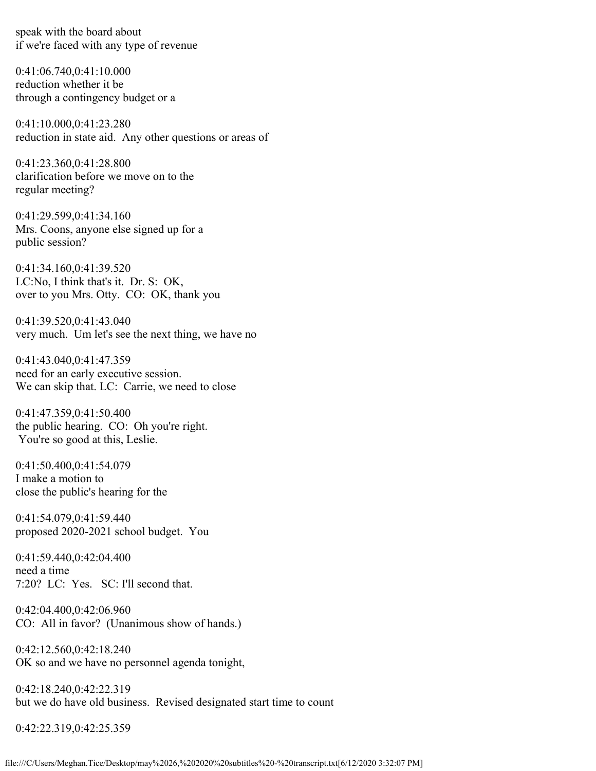speak with the board about
if we're faced with any type of revenue

0:41:06.740,0:41:10.000
reduction whether it be
through a contingency budget or a

0:41:10.000,0:41:23.280
reduction in state aid.  Any other questions or areas of

0:41:23.360,0:41:28.800
clarification before we move on to the
regular meeting?

0:41:29.599,0:41:34.160
Mrs. Coons, anyone else signed up for a
public session?

0:41:34.160,0:41:39.520
LC:No, I think that's it.  Dr. S:  OK,
over to you Mrs. Otty.  CO:  OK, thank you

0:41:39.520,0:41:43.040
very much.  Um let's see the next thing, we have no

0:41:43.040,0:41:47.359
need for an early executive session.
We can skip that. LC:  Carrie, we need to close

0:41:47.359,0:41:50.400
the public hearing.  CO:  Oh you're right.
You're so good at this, Leslie.

0:41:50.400,0:41:54.079
I make a motion to
close the public's hearing for the

0:41:54.079,0:41:59.440
proposed 2020-2021 school budget.  You

0:41:59.440,0:42:04.400
need a time
7:20?  LC:  Yes.   SC: I'll second that.

0:42:04.400,0:42:06.960
CO:  All in favor?  (Unanimous show of hands.)

0:42:12.560,0:42:18.240
OK so and we have no personnel agenda tonight,

0:42:18.240,0:42:22.319
but we do have old business.  Revised designated start time to count

0:42:22.319,0:42:25.359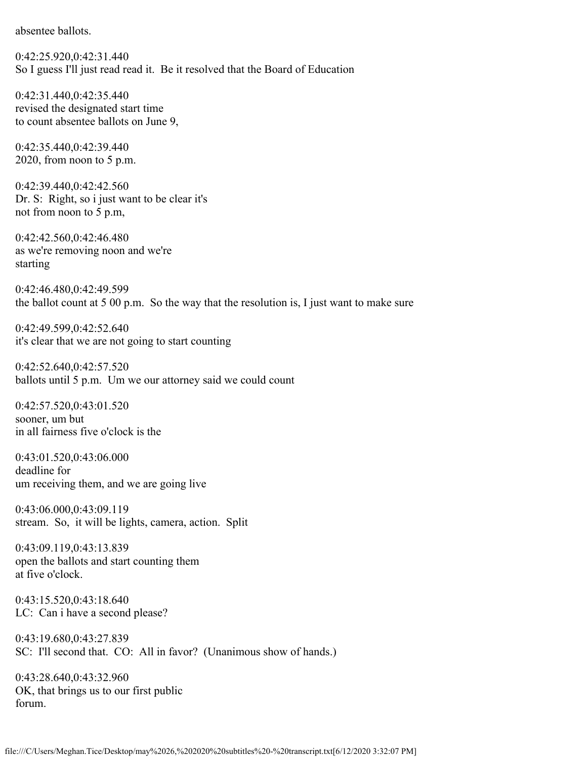absentee ballots.

0:42:25.920,0:42:31.440
So I guess I'll just read read it.  Be it resolved that the Board of Education

0:42:31.440,0:42:35.440
revised the designated start time
to count absentee ballots on June 9,

0:42:35.440,0:42:39.440
2020, from noon to 5 p.m.

0:42:39.440,0:42:42.560
Dr. S:  Right, so i just want to be clear it's
not from noon to 5 p.m,

0:42:42.560,0:42:46.480
as we're removing noon and we're
starting

0:42:46.480,0:42:49.599
the ballot count at 5 00 p.m.  So the way that the resolution is, I just want to make sure

0:42:49.599,0:42:52.640
it's clear that we are not going to start counting

0:42:52.640,0:42:57.520
ballots until 5 p.m.  Um we our attorney said we could count

0:42:57.520,0:43:01.520
sooner, um but
in all fairness five o'clock is the

0:43:01.520,0:43:06.000
deadline for
um receiving them, and we are going live

0:43:06.000,0:43:09.119
stream.  So,  it will be lights, camera, action.  Split

0:43:09.119,0:43:13.839
open the ballots and start counting them
at five o'clock.

0:43:15.520,0:43:18.640
LC:  Can i have a second please?

0:43:19.680,0:43:27.839
SC:  I'll second that.  CO:  All in favor?  (Unanimous show of hands.)

0:43:28.640,0:43:32.960
OK, that brings us to our first public
forum.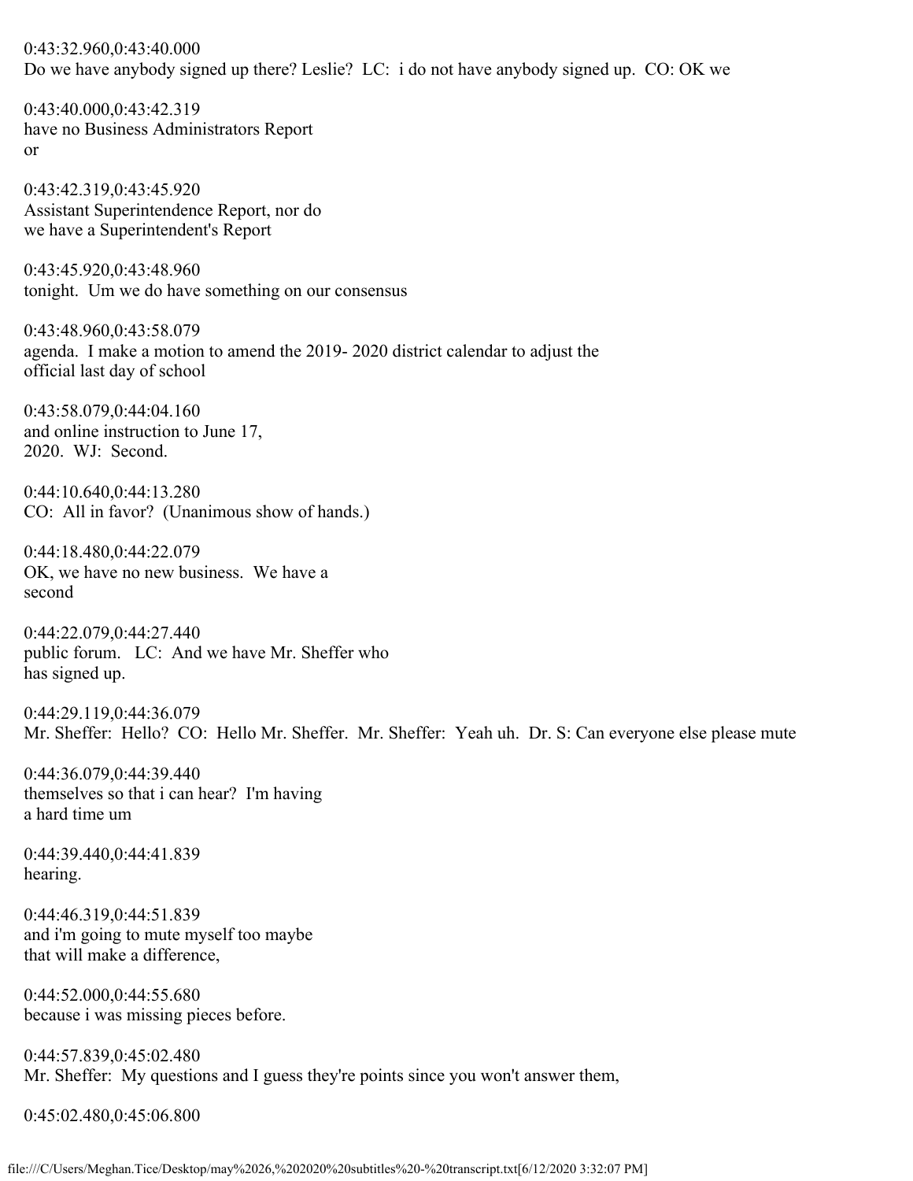0:43:32.960,0:43:40.000
Do we have anybody signed up there? Leslie? LC: i do not have anybody signed up. CO: OK we

0:43:40.000,0:43:42.319
have no Business Administrators Report
or

0:43:42.319,0:43:45.920
Assistant Superintendence Report, nor do
we have a Superintendent's Report

0:43:45.920,0:43:48.960
tonight. Um we do have something on our consensus

0:43:48.960,0:43:58.079
agenda. I make a motion to amend the 2019- 2020 district calendar to adjust the
official last day of school

0:43:58.079,0:44:04.160
and online instruction to June 17,
2020. WJ: Second.

0:44:10.640,0:44:13.280
CO: All in favor? (Unanimous show of hands.)

0:44:18.480,0:44:22.079
OK, we have no new business. We have a
second

0:44:22.079,0:44:27.440
public forum. LC: And we have Mr. Sheffer who
has signed up.

0:44:29.119,0:44:36.079
Mr. Sheffer: Hello? CO: Hello Mr. Sheffer. Mr. Sheffer: Yeah uh. Dr. S: Can everyone else please mute

0:44:36.079,0:44:39.440
themselves so that i can hear? I'm having
a hard time um

0:44:39.440,0:44:41.839
hearing.

0:44:46.319,0:44:51.839
and i'm going to mute myself too maybe
that will make a difference,

0:44:52.000,0:44:55.680
because i was missing pieces before.

0:44:57.839,0:45:02.480
Mr. Sheffer: My questions and I guess they're points since you won't answer them,

0:45:02.480,0:45:06.800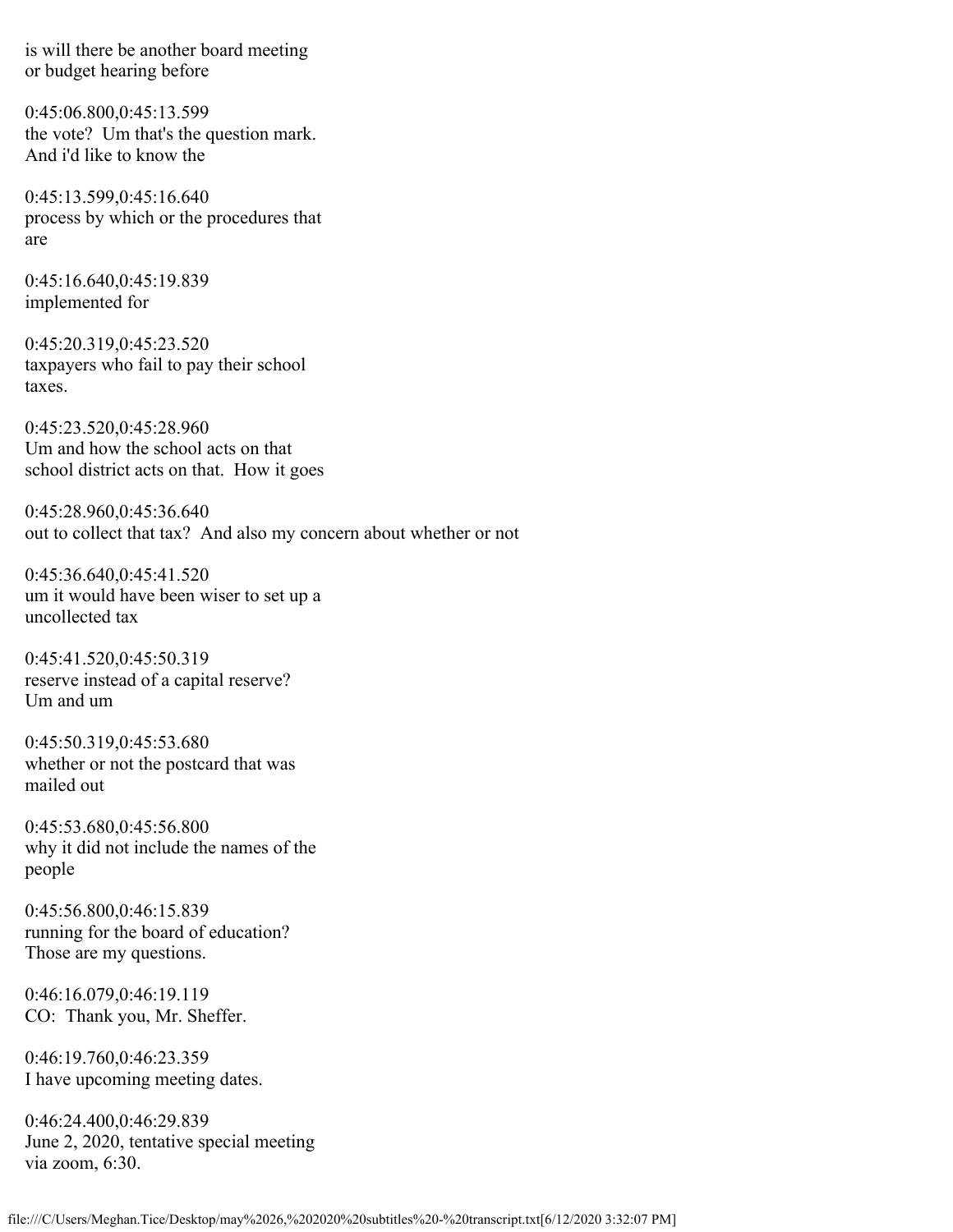is will there be another board meeting
or budget hearing before

0:45:06.800,0:45:13.599
the vote? Um that's the question mark.
And i'd like to know the

0:45:13.599,0:45:16.640
process by which or the procedures that
are

0:45:16.640,0:45:19.839
implemented for

0:45:20.319,0:45:23.520
taxpayers who fail to pay their school
taxes.

0:45:23.520,0:45:28.960
Um and how the school acts on that
school district acts on that. How it goes

0:45:28.960,0:45:36.640
out to collect that tax? And also my concern about whether or not

0:45:36.640,0:45:41.520
um it would have been wiser to set up a
uncollected tax

0:45:41.520,0:45:50.319
reserve instead of a capital reserve?
Um and um

0:45:50.319,0:45:53.680
whether or not the postcard that was
mailed out

0:45:53.680,0:45:56.800
why it did not include the names of the
people

0:45:56.800,0:46:15.839
running for the board of education?
Those are my questions.

0:46:16.079,0:46:19.119
CO: Thank you, Mr. Sheffer.

0:46:19.760,0:46:23.359
I have upcoming meeting dates.

0:46:24.400,0:46:29.839
June 2, 2020, tentative special meeting
via zoom, 6:30.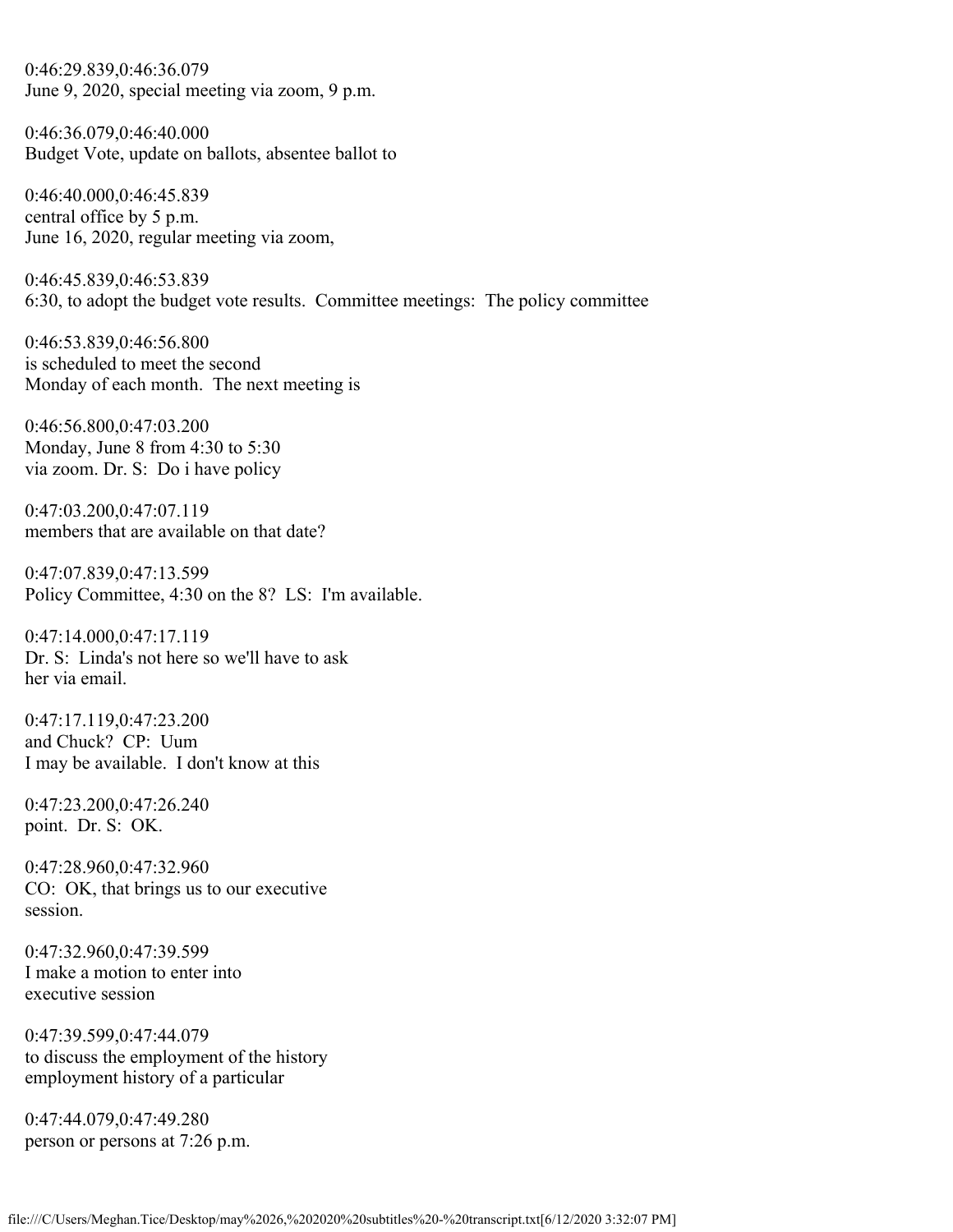0:46:29.839,0:46:36.079
June 9, 2020, special meeting via zoom, 9 p.m.

0:46:36.079,0:46:40.000
Budget Vote, update on ballots, absentee ballot to

0:46:40.000,0:46:45.839
central office by 5 p.m.
June 16, 2020, regular meeting via zoom,

0:46:45.839,0:46:53.839
6:30, to adopt the budget vote results. Committee meetings: The policy committee

0:46:53.839,0:46:56.800
is scheduled to meet the second
Monday of each month. The next meeting is

0:46:56.800,0:47:03.200
Monday, June 8 from 4:30 to 5:30
via zoom. Dr. S: Do i have policy

0:47:03.200,0:47:07.119
members that are available on that date?

0:47:07.839,0:47:13.599
Policy Committee, 4:30 on the 8? LS: I'm available.

0:47:14.000,0:47:17.119
Dr. S: Linda's not here so we'll have to ask
her via email.

0:47:17.119,0:47:23.200
and Chuck? CP: Uum
I may be available. I don't know at this

0:47:23.200,0:47:26.240
point. Dr. S: OK.

0:47:28.960,0:47:32.960
CO: OK, that brings us to our executive
session.

0:47:32.960,0:47:39.599
I make a motion to enter into
executive session

0:47:39.599,0:47:44.079
to discuss the employment of the history
employment history of a particular

0:47:44.079,0:47:49.280
person or persons at 7:26 p.m.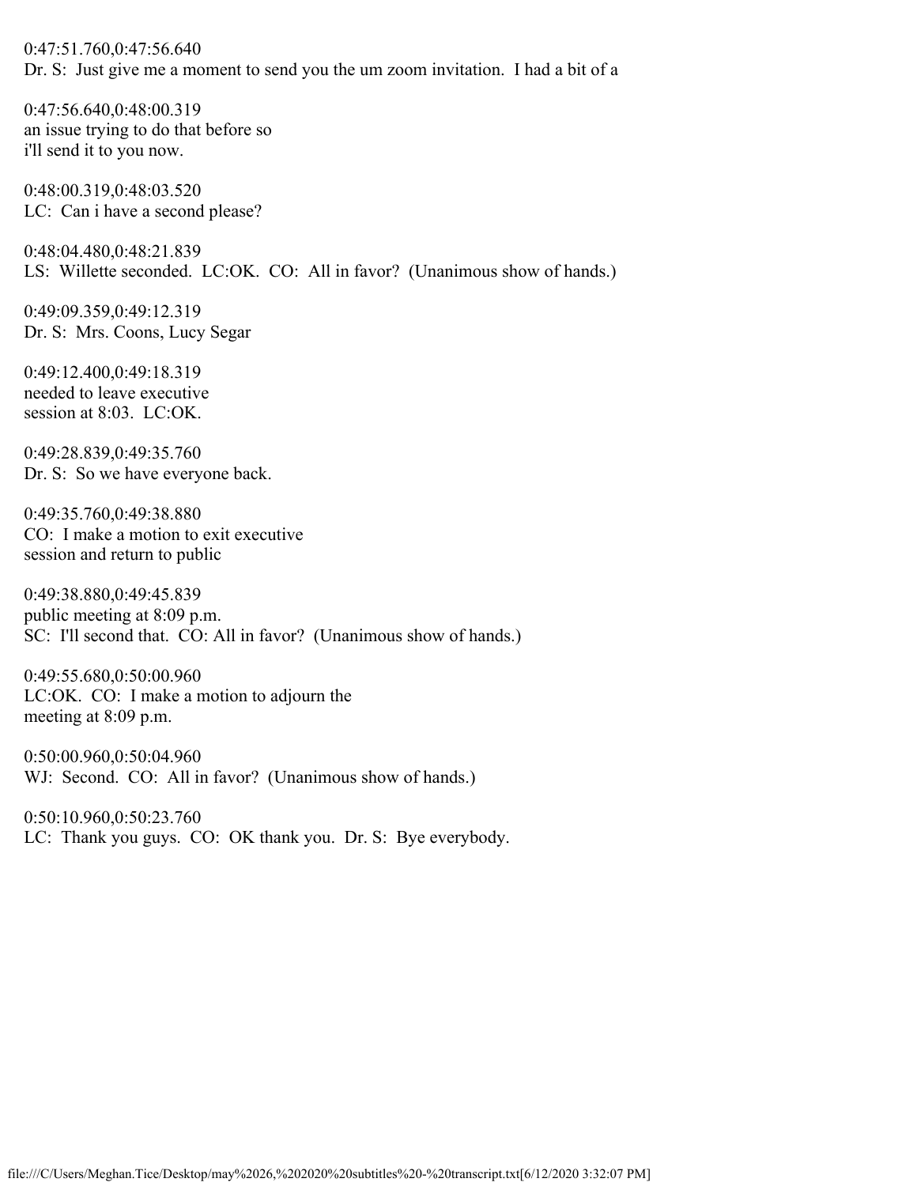0:47:51.760,0:47:56.640
Dr. S: Just give me a moment to send you the um zoom invitation. I had a bit of a

0:47:56.640,0:48:00.319
an issue trying to do that before so
i'll send it to you now.

0:48:00.319,0:48:03.520
LC: Can i have a second please?

0:48:04.480,0:48:21.839
LS: Willette seconded. LC:OK. CO: All in favor? (Unanimous show of hands.)

0:49:09.359,0:49:12.319
Dr. S: Mrs. Coons, Lucy Segar

0:49:12.400,0:49:18.319
needed to leave executive
session at 8:03. LC:OK.

0:49:28.839,0:49:35.760
Dr. S: So we have everyone back.

0:49:35.760,0:49:38.880
CO: I make a motion to exit executive
session and return to public

0:49:38.880,0:49:45.839
public meeting at 8:09 p.m.
SC: I'll second that. CO: All in favor? (Unanimous show of hands.)

0:49:55.680,0:50:00.960
LC:OK. CO: I make a motion to adjourn the
meeting at 8:09 p.m.

0:50:00.960,0:50:04.960
WJ: Second. CO: All in favor? (Unanimous show of hands.)

0:50:10.960,0:50:23.760
LC: Thank you guys. CO: OK thank you. Dr. S: Bye everybody.